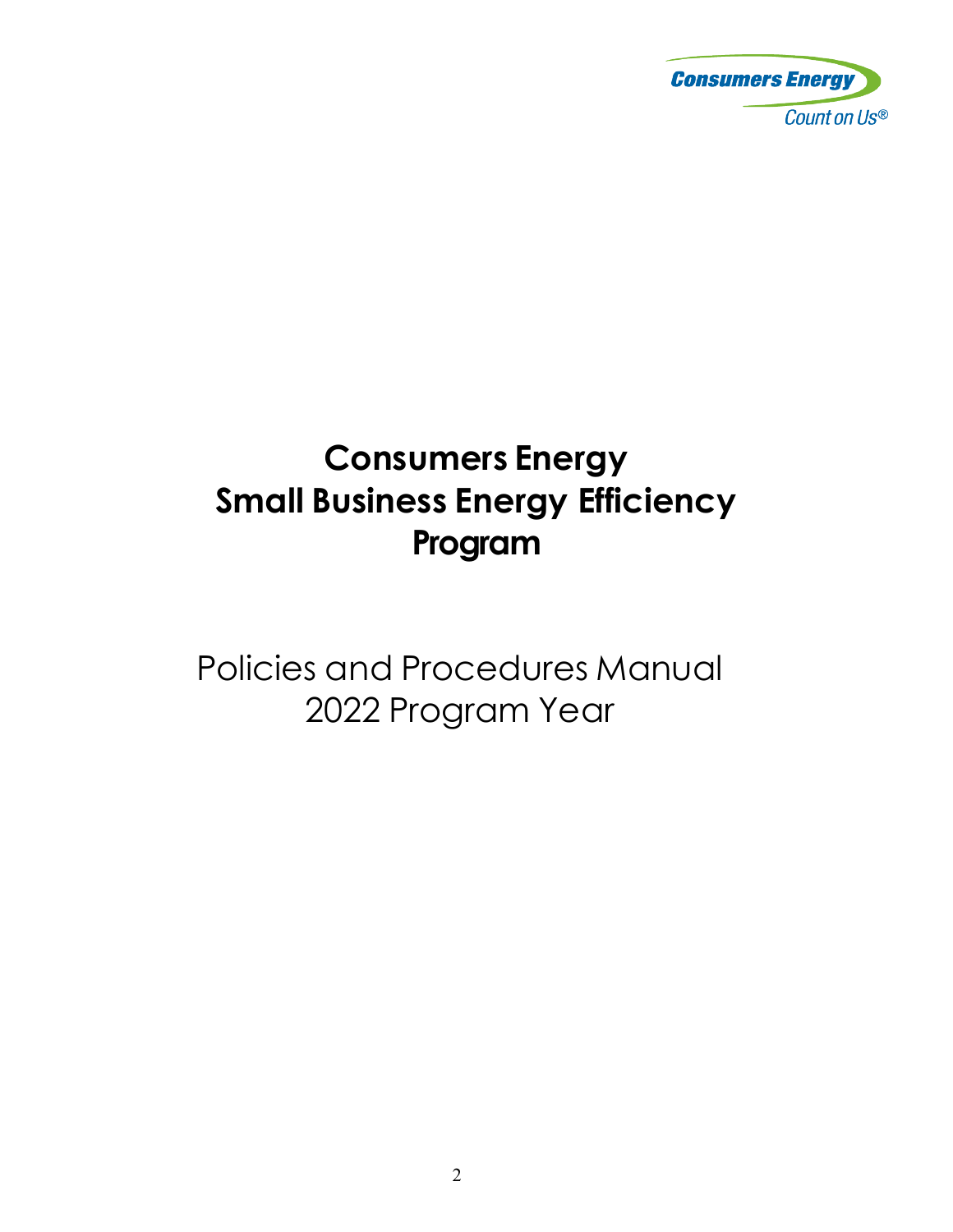Consumers Energy
Count on Us®

# Consumers Energy Small Business Energy Efficiency Program

Policies and Procedures Manual
2022 Program Year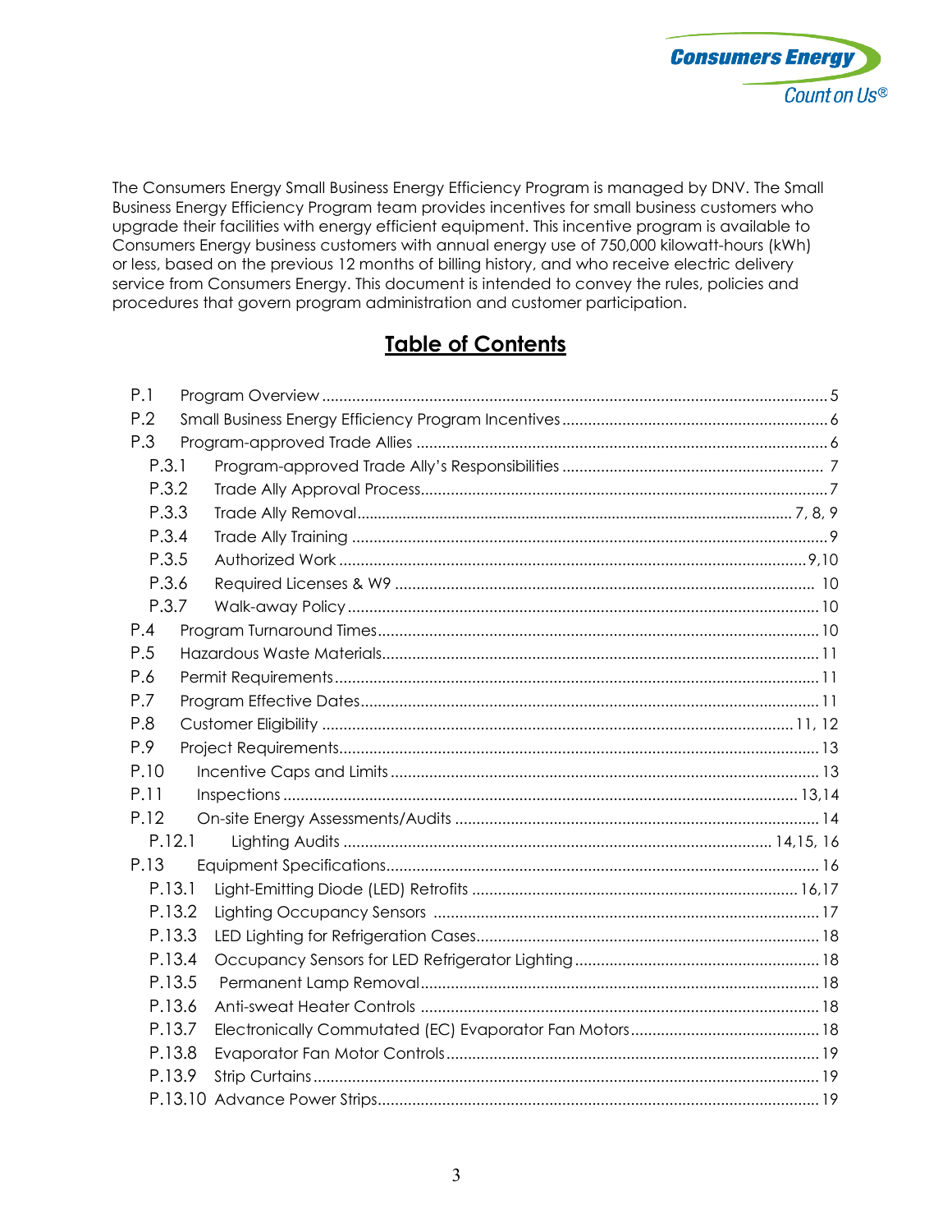The Consumers Energy Small Business Energy Efficiency Program is managed by DNV. The Small Business Energy Efficiency Program team provides incentives for small business customers who upgrade their facilities with energy efficient equipment. This incentive program is available to Consumers Energy business customers with annual energy use of 750,000 kilowatt-hours (kWh) or less, based on the previous 12 months of billing history, and who receive electric delivery service from Consumers Energy. This document is intended to convey the rules, policies and procedures that govern program administration and customer participation.

## Table of Contents

- P.1 Program Overview ..... 5
- P.2 Small Business Energy Efficiency Program Incentives ..... 6
- P.3 Program-approved Trade Allies ..... 6
  - P.3.1 Program-approved Trade Ally's Responsibilities ..... 7
  - P.3.2 Trade Ally Approval Process ..... 7
  - P.3.3 Trade Ally Removal ..... 7, 8, 9
  - P.3.4 Trade Ally Training ..... 9
  - P.3.5 Authorized Work ..... 9,10
  - P.3.6 Required Licenses & W9 ..... 10
  - P.3.7 Walk-away Policy ..... 10
- P.4 Program Turnaround Times ..... 10
- P.5 Hazardous Waste Materials ..... 11
- P.6 Permit Requirements ..... 11
- P.7 Program Effective Dates ..... 11
- P.8 Customer Eligibility ..... 11, 12
- P.9 Project Requirements ..... 13
- P.10 Incentive Caps and Limits ..... 13
- P.11 Inspections ..... 13,14
- P.12 On-site Energy Assessments/Audits ..... 14
  - P.12.1 Lighting Audits ..... 14,15, 16
- P.13 Equipment Specifications ..... 16
  - P.13.1 Light-Emitting Diode (LED) Retrofits ..... 16,17
  - P.13.2 Lighting Occupancy Sensors ..... 17
  - P.13.3 LED Lighting for Refrigeration Cases ..... 18
  - P.13.4 Occupancy Sensors for LED Refrigerator Lighting ..... 18
  - P.13.5 Permanent Lamp Removal ..... 18
  - P.13.6 Anti-sweat Heater Controls ..... 18
  - P.13.7 Electronically Commutated (EC) Evaporator Fan Motors ..... 18
  - P.13.8 Evaporator Fan Motor Controls ..... 19
  - P.13.9 Strip Curtains ..... 19
  - P.13.10 Advance Power Strips ..... 19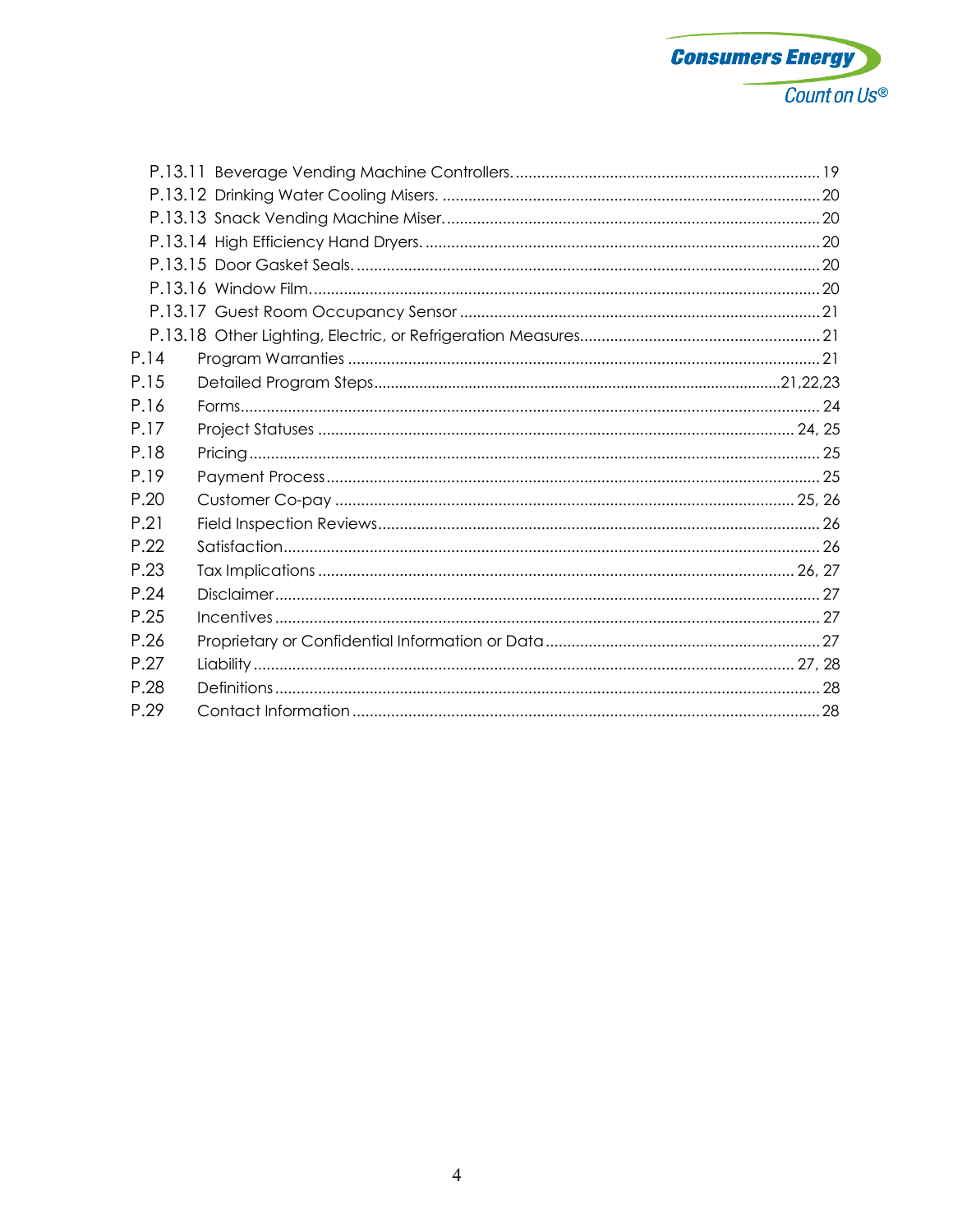P.13.11 Beverage Vending Machine Controllers. ........ 19
P.13.12 Drinking Water Cooling Misers. ........ 20
P.13.13 Snack Vending Machine Miser. ........ 20
P.13.14 High Efficiency Hand Dryers. ........ 20
P.13.15 Door Gasket Seals. ........ 20
P.13.16 Window Film. ........ 20
P.13.17 Guest Room Occupancy Sensor ........ 21
P.13.18 Other Lighting, Electric, or Refrigeration Measures ........ 21

P.14 Program Warranties ........ 21
P.15 Detailed Program Steps ........ 21,22,23
P.16 Forms ........ 24
P.17 Project Statuses ........ 24, 25
P.18 Pricing ........ 25
P.19 Payment Process ........ 25
P.20 Customer Co-pay ........ 25, 26
P.21 Field Inspection Reviews ........ 26
P.22 Satisfaction ........ 26
P.23 Tax Implications ........ 26, 27
P.24 Disclaimer ........ 27
P.25 Incentives ........ 27
P.26 Proprietary or Confidential Information or Data ........ 27
P.27 Liability ........ 27, 28
P.28 Definitions ........ 28
P.29 Contact Information ........ 28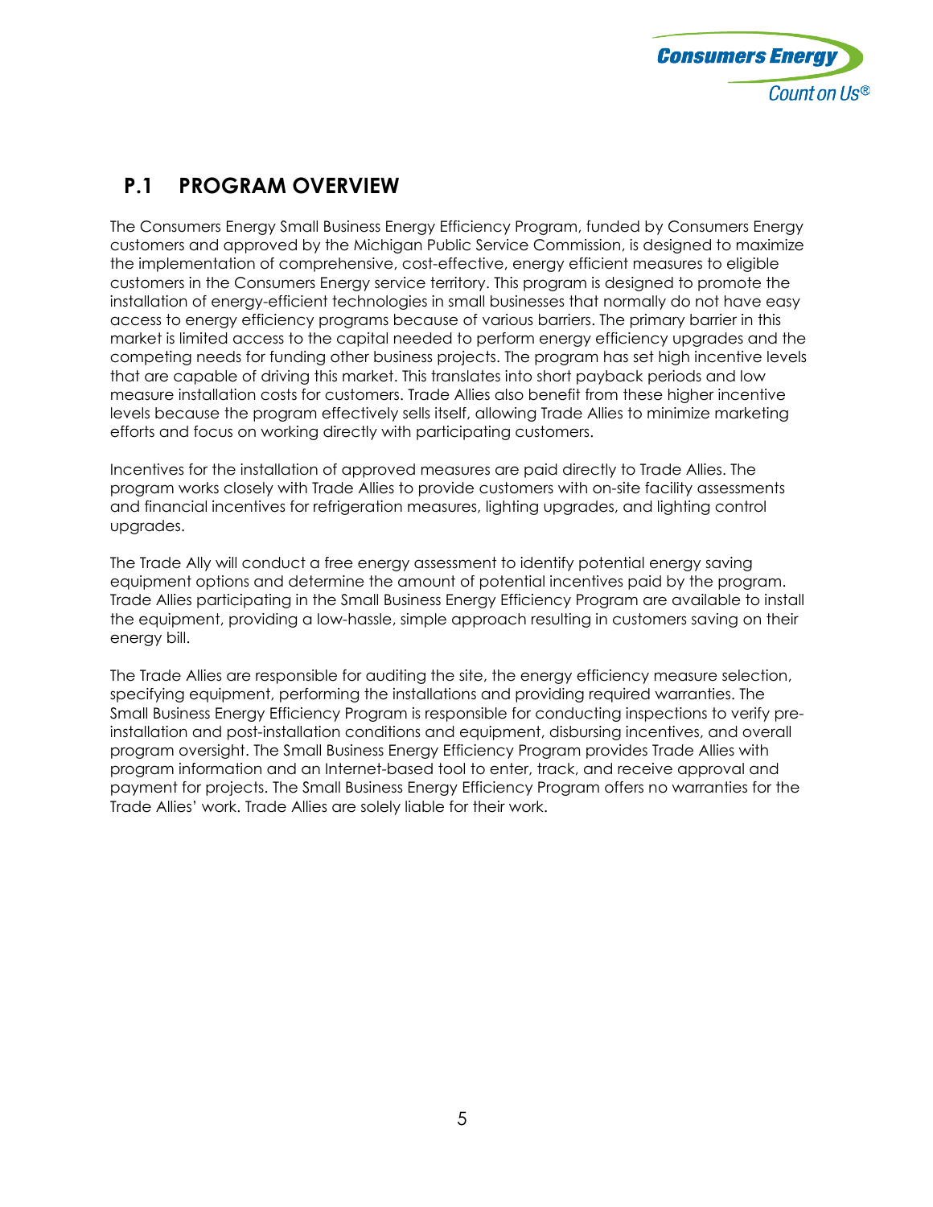## P.1 PROGRAM OVERVIEW

The Consumers Energy Small Business Energy Efficiency Program, funded by Consumers Energy customers and approved by the Michigan Public Service Commission, is designed to maximize the implementation of comprehensive, cost-effective, energy efficient measures to eligible customers in the Consumers Energy service territory. This program is designed to promote the installation of energy-efficient technologies in small businesses that normally do not have easy access to energy efficiency programs because of various barriers. The primary barrier in this market is limited access to the capital needed to perform energy efficiency upgrades and the competing needs for funding other business projects. The program has set high incentive levels that are capable of driving this market. This translates into short payback periods and low measure installation costs for customers. Trade Allies also benefit from these higher incentive levels because the program effectively sells itself, allowing Trade Allies to minimize marketing efforts and focus on working directly with participating customers.

Incentives for the installation of approved measures are paid directly to Trade Allies. The program works closely with Trade Allies to provide customers with on-site facility assessments and financial incentives for refrigeration measures, lighting upgrades, and lighting control upgrades.

The Trade Ally will conduct a free energy assessment to identify potential energy saving equipment options and determine the amount of potential incentives paid by the program. Trade Allies participating in the Small Business Energy Efficiency Program are available to install the equipment, providing a low-hassle, simple approach resulting in customers saving on their energy bill.

The Trade Allies are responsible for auditing the site, the energy efficiency measure selection, specifying equipment, performing the installations and providing required warranties. The Small Business Energy Efficiency Program is responsible for conducting inspections to verify pre-installation and post-installation conditions and equipment, disbursing incentives, and overall program oversight. The Small Business Energy Efficiency Program provides Trade Allies with program information and an Internet-based tool to enter, track, and receive approval and payment for projects. The Small Business Energy Efficiency Program offers no warranties for the Trade Allies' work. Trade Allies are solely liable for their work.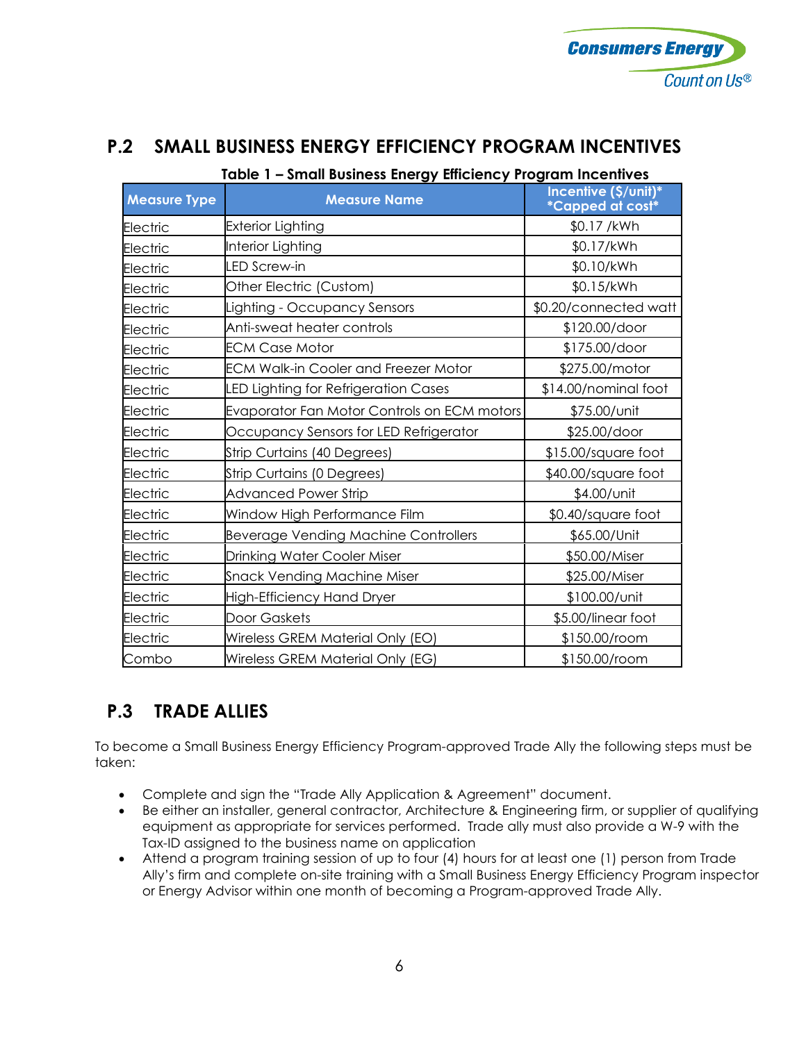## P.2 SMALL BUSINESS ENERGY EFFICIENCY PROGRAM INCENTIVES

**Table 1 – Small Business Energy Efficiency Program Incentives**

| Measure Type | Measure Name | Incentive ($/unit)* *Capped at cost* |
|---|---|---|
| Electric | Exterior Lighting | $0.17 /kWh |
| Electric | Interior Lighting | $0.17/kWh |
| Electric | LED Screw-in | $0.10/kWh |
| Electric | Other Electric (Custom) | $0.15/kWh |
| Electric | Lighting - Occupancy Sensors | $0.20/connected watt |
| Electric | Anti-sweat heater controls | $120.00/door |
| Electric | ECM Case Motor | $175.00/door |
| Electric | ECM Walk-in Cooler and Freezer Motor | $275.00/motor |
| Electric | LED Lighting for Refrigeration Cases | $14.00/nominal foot |
| Electric | Evaporator Fan Motor Controls on ECM motors | $75.00/unit |
| Electric | Occupancy Sensors for LED Refrigerator | $25.00/door |
| Electric | Strip Curtains (40 Degrees) | $15.00/square foot |
| Electric | Strip Curtains (0 Degrees) | $40.00/square foot |
| Electric | Advanced Power Strip | $4.00/unit |
| Electric | Window High Performance Film | $0.40/square foot |
| Electric | Beverage Vending Machine Controllers | $65.00/Unit |
| Electric | Drinking Water Cooler Miser | $50.00/Miser |
| Electric | Snack Vending Machine Miser | $25.00/Miser |
| Electric | High-Efficiency Hand Dryer | $100.00/unit |
| Electric | Door Gaskets | $5.00/linear foot |
| Electric | Wireless GREM Material Only (EO) | $150.00/room |
| Combo | Wireless GREM Material Only (EG) | $150.00/room |

## P.3 TRADE ALLIES

To become a Small Business Energy Efficiency Program-approved Trade Ally the following steps must be taken:

- Complete and sign the "Trade Ally Application & Agreement" document.
- Be either an installer, general contractor, Architecture & Engineering firm, or supplier of qualifying equipment as appropriate for services performed. Trade ally must also provide a W-9 with the Tax-ID assigned to the business name on application
- Attend a program training session of up to four (4) hours for at least one (1) person from Trade Ally's firm and complete on-site training with a Small Business Energy Efficiency Program inspector or Energy Advisor within one month of becoming a Program-approved Trade Ally.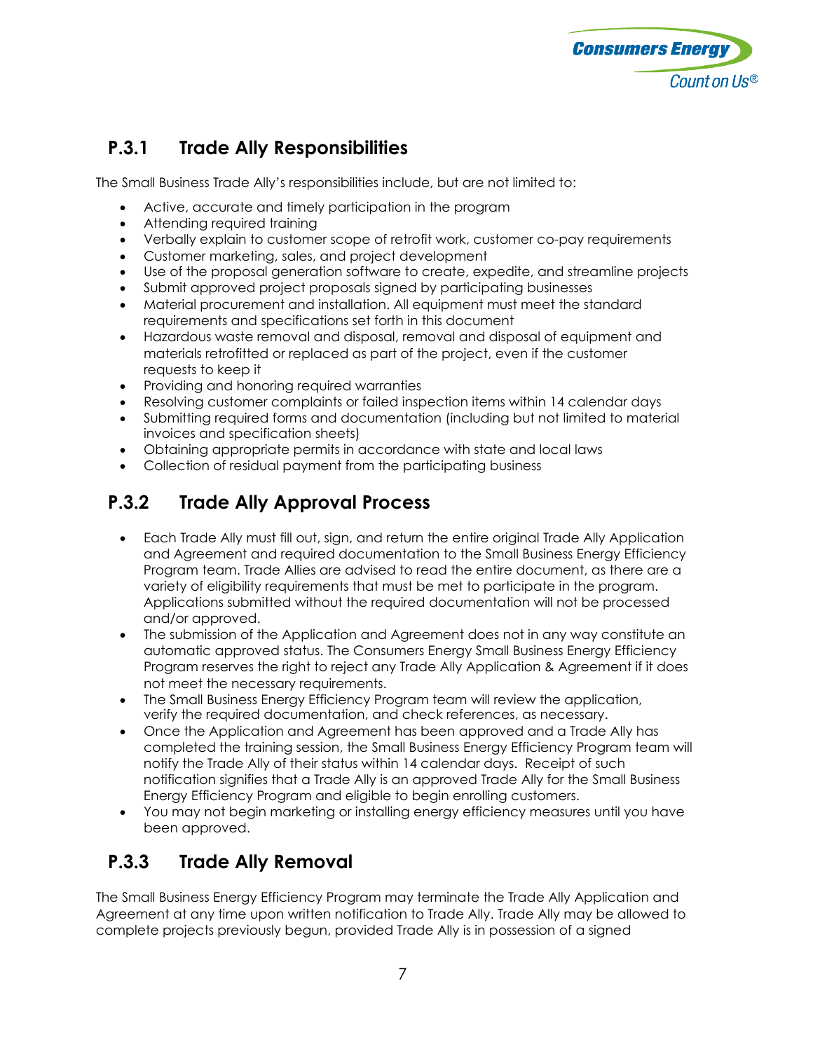## P.3.1 Trade Ally Responsibilities

The Small Business Trade Ally's responsibilities include, but are not limited to:

- Active, accurate and timely participation in the program
- Attending required training
- Verbally explain to customer scope of retrofit work, customer co-pay requirements
- Customer marketing, sales, and project development
- Use of the proposal generation software to create, expedite, and streamline projects
- Submit approved project proposals signed by participating businesses
- Material procurement and installation. All equipment must meet the standard requirements and specifications set forth in this document
- Hazardous waste removal and disposal, removal and disposal of equipment and materials retrofitted or replaced as part of the project, even if the customer requests to keep it
- Providing and honoring required warranties
- Resolving customer complaints or failed inspection items within 14 calendar days
- Submitting required forms and documentation (including but not limited to material invoices and specification sheets)
- Obtaining appropriate permits in accordance with state and local laws
- Collection of residual payment from the participating business

## P.3.2 Trade Ally Approval Process

- Each Trade Ally must fill out, sign, and return the entire original Trade Ally Application and Agreement and required documentation to the Small Business Energy Efficiency Program team. Trade Allies are advised to read the entire document, as there are a variety of eligibility requirements that must be met to participate in the program. Applications submitted without the required documentation will not be processed and/or approved.
- The submission of the Application and Agreement does not in any way constitute an automatic approved status. The Consumers Energy Small Business Energy Efficiency Program reserves the right to reject any Trade Ally Application & Agreement if it does not meet the necessary requirements.
- The Small Business Energy Efficiency Program team will review the application, verify the required documentation, and check references, as necessary.
- Once the Application and Agreement has been approved and a Trade Ally has completed the training session, the Small Business Energy Efficiency Program team will notify the Trade Ally of their status within 14 calendar days. Receipt of such notification signifies that a Trade Ally is an approved Trade Ally for the Small Business Energy Efficiency Program and eligible to begin enrolling customers.
- You may not begin marketing or installing energy efficiency measures until you have been approved.

## P.3.3 Trade Ally Removal

The Small Business Energy Efficiency Program may terminate the Trade Ally Application and Agreement at any time upon written notification to Trade Ally. Trade Ally may be allowed to complete projects previously begun, provided Trade Ally is in possession of a signed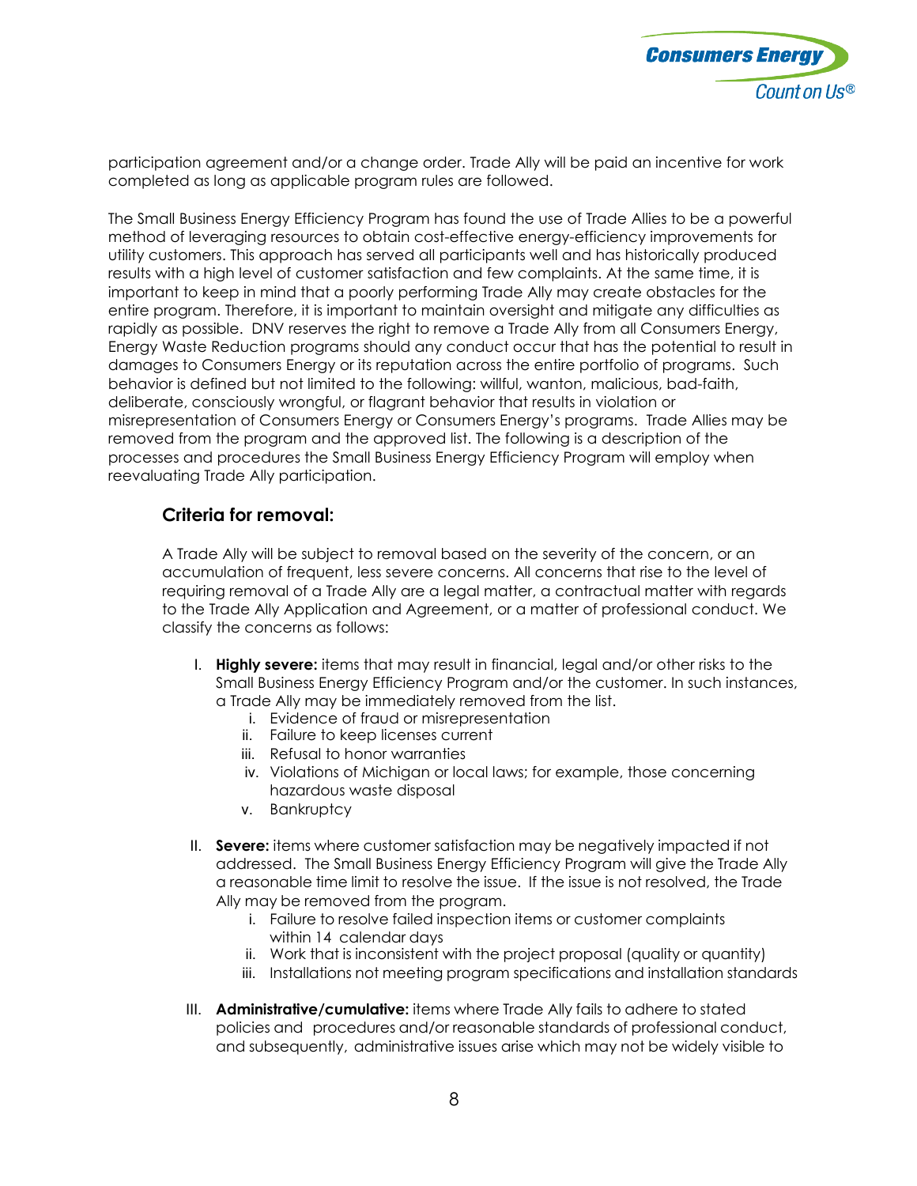participation agreement and/or a change order. Trade Ally will be paid an incentive for work completed as long as applicable program rules are followed.

The Small Business Energy Efficiency Program has found the use of Trade Allies to be a powerful method of leveraging resources to obtain cost-effective energy-efficiency improvements for utility customers. This approach has served all participants well and has historically produced results with a high level of customer satisfaction and few complaints. At the same time, it is important to keep in mind that a poorly performing Trade Ally may create obstacles for the entire program. Therefore, it is important to maintain oversight and mitigate any difficulties as rapidly as possible. DNV reserves the right to remove a Trade Ally from all Consumers Energy, Energy Waste Reduction programs should any conduct occur that has the potential to result in damages to Consumers Energy or its reputation across the entire portfolio of programs. Such behavior is defined but not limited to the following: willful, wanton, malicious, bad-faith, deliberate, consciously wrongful, or flagrant behavior that results in violation or misrepresentation of Consumers Energy or Consumers Energy's programs. Trade Allies may be removed from the program and the approved list. The following is a description of the processes and procedures the Small Business Energy Efficiency Program will employ when reevaluating Trade Ally participation.

### Criteria for removal:

A Trade Ally will be subject to removal based on the severity of the concern, or an accumulation of frequent, less severe concerns. All concerns that rise to the level of requiring removal of a Trade Ally are a legal matter, a contractual matter with regards to the Trade Ally Application and Agreement, or a matter of professional conduct. We classify the concerns as follows:

I. **Highly severe:** items that may result in financial, legal and/or other risks to the Small Business Energy Efficiency Program and/or the customer. In such instances, a Trade Ally may be immediately removed from the list.
   i. Evidence of fraud or misrepresentation
   ii. Failure to keep licenses current
   iii. Refusal to honor warranties
   iv. Violations of Michigan or local laws; for example, those concerning hazardous waste disposal
   v. Bankruptcy

II. **Severe:** items where customer satisfaction may be negatively impacted if not addressed. The Small Business Energy Efficiency Program will give the Trade Ally a reasonable time limit to resolve the issue. If the issue is not resolved, the Trade Ally may be removed from the program.
   i. Failure to resolve failed inspection items or customer complaints within 14 calendar days
   ii. Work that is inconsistent with the project proposal (quality or quantity)
   iii. Installations not meeting program specifications and installation standards

III. **Administrative/cumulative:** items where Trade Ally fails to adhere to stated policies and procedures and/or reasonable standards of professional conduct, and subsequently, administrative issues arise which may not be widely visible to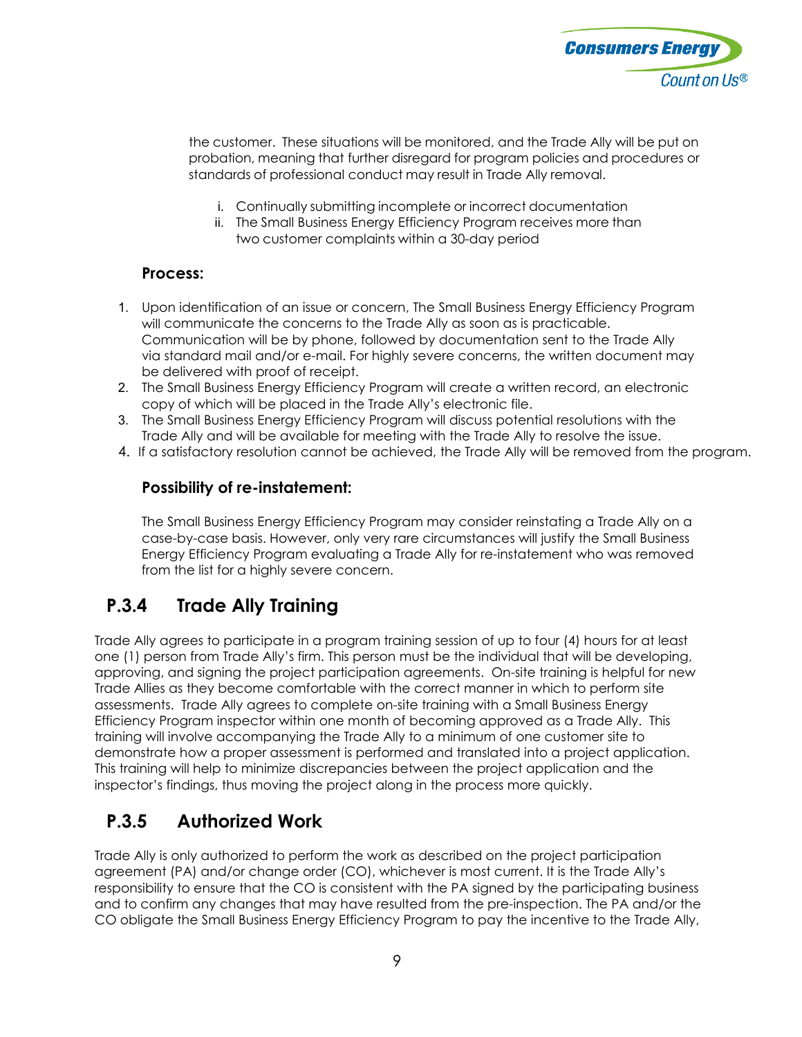the customer. These situations will be monitored, and the Trade Ally will be put on probation, meaning that further disregard for program policies and procedures or standards of professional conduct may result in Trade Ally removal.

i. Continually submitting incomplete or incorrect documentation
ii. The Small Business Energy Efficiency Program receives more than two customer complaints within a 30-day period

**Process:**

1. Upon identification of an issue or concern, The Small Business Energy Efficiency Program will communicate the concerns to the Trade Ally as soon as is practicable. Communication will be by phone, followed by documentation sent to the Trade Ally via standard mail and/or e-mail. For highly severe concerns, the written document may be delivered with proof of receipt.
2. The Small Business Energy Efficiency Program will create a written record, an electronic copy of which will be placed in the Trade Ally's electronic file.
3. The Small Business Energy Efficiency Program will discuss potential resolutions with the Trade Ally and will be available for meeting with the Trade Ally to resolve the issue.
4. If a satisfactory resolution cannot be achieved, the Trade Ally will be removed from the program.

**Possibility of re-instatement:**

The Small Business Energy Efficiency Program may consider reinstating a Trade Ally on a case-by-case basis. However, only very rare circumstances will justify the Small Business Energy Efficiency Program evaluating a Trade Ally for re-instatement who was removed from the list for a highly severe concern.

## P.3.4 Trade Ally Training

Trade Ally agrees to participate in a program training session of up to four (4) hours for at least one (1) person from Trade Ally's firm. This person must be the individual that will be developing, approving, and signing the project participation agreements. On-site training is helpful for new Trade Allies as they become comfortable with the correct manner in which to perform site assessments. Trade Ally agrees to complete on-site training with a Small Business Energy Efficiency Program inspector within one month of becoming approved as a Trade Ally. This training will involve accompanying the Trade Ally to a minimum of one customer site to demonstrate how a proper assessment is performed and translated into a project application. This training will help to minimize discrepancies between the project application and the inspector's findings, thus moving the project along in the process more quickly.

## P.3.5 Authorized Work

Trade Ally is only authorized to perform the work as described on the project participation agreement (PA) and/or change order (CO), whichever is most current. It is the Trade Ally's responsibility to ensure that the CO is consistent with the PA signed by the participating business and to confirm any changes that may have resulted from the pre-inspection. The PA and/or the CO obligate the Small Business Energy Efficiency Program to pay the incentive to the Trade Ally,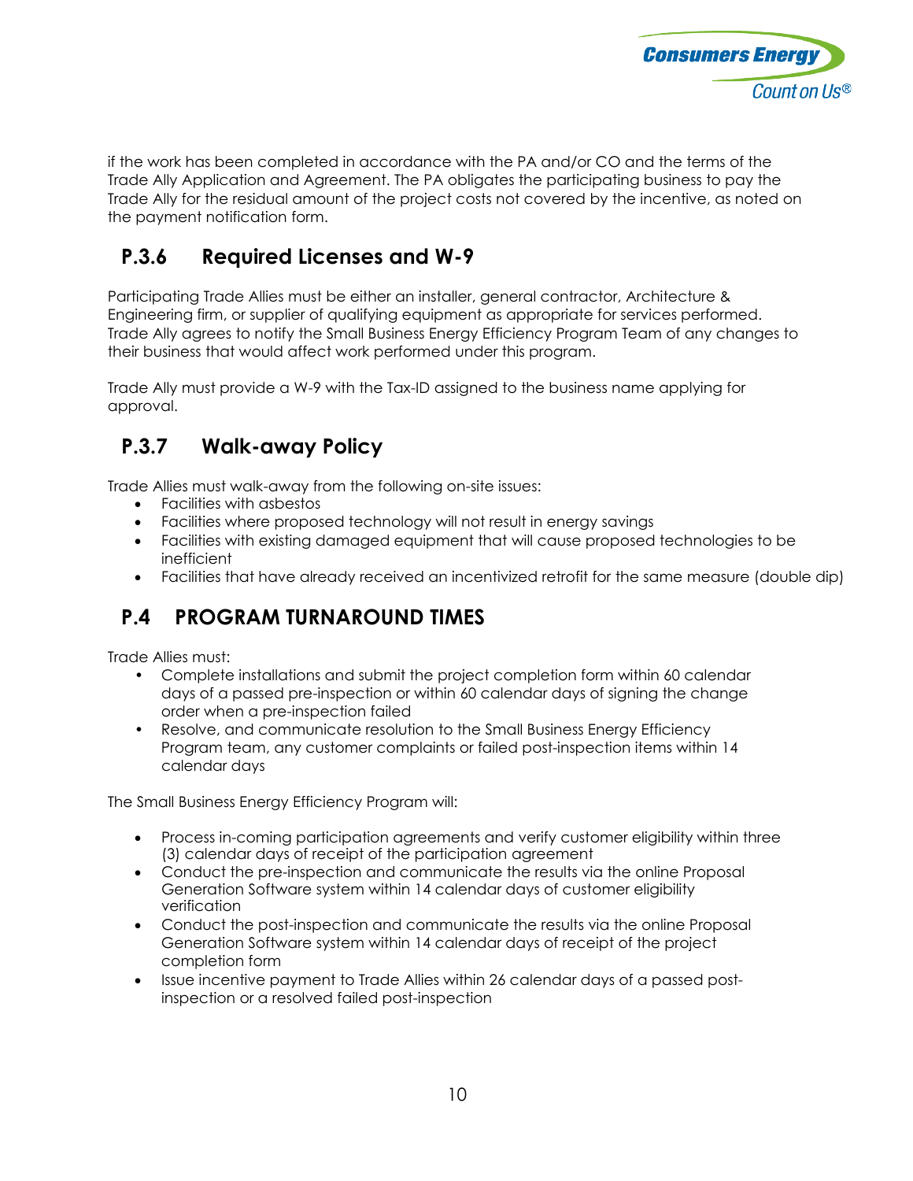if the work has been completed in accordance with the PA and/or CO and the terms of the Trade Ally Application and Agreement. The PA obligates the participating business to pay the Trade Ally for the residual amount of the project costs not covered by the incentive, as noted on the payment notification form.

### P.3.6 Required Licenses and W-9

Participating Trade Allies must be either an installer, general contractor, Architecture & Engineering firm, or supplier of qualifying equipment as appropriate for services performed. Trade Ally agrees to notify the Small Business Energy Efficiency Program Team of any changes to their business that would affect work performed under this program.

Trade Ally must provide a W-9 with the Tax-ID assigned to the business name applying for approval.

### P.3.7 Walk-away Policy

Trade Allies must walk-away from the following on-site issues:

- Facilities with asbestos
- Facilities where proposed technology will not result in energy savings
- Facilities with existing damaged equipment that will cause proposed technologies to be inefficient
- Facilities that have already received an incentivized retrofit for the same measure (double dip)

## P.4 PROGRAM TURNAROUND TIMES

Trade Allies must:

- Complete installations and submit the project completion form within 60 calendar days of a passed pre-inspection or within 60 calendar days of signing the change order when a pre-inspection failed
- Resolve, and communicate resolution to the Small Business Energy Efficiency Program team, any customer complaints or failed post-inspection items within 14 calendar days

The Small Business Energy Efficiency Program will:

- Process in-coming participation agreements and verify customer eligibility within three (3) calendar days of receipt of the participation agreement
- Conduct the pre-inspection and communicate the results via the online Proposal Generation Software system within 14 calendar days of customer eligibility verification
- Conduct the post-inspection and communicate the results via the online Proposal Generation Software system within 14 calendar days of receipt of the project completion form
- Issue incentive payment to Trade Allies within 26 calendar days of a passed post-inspection or a resolved failed post-inspection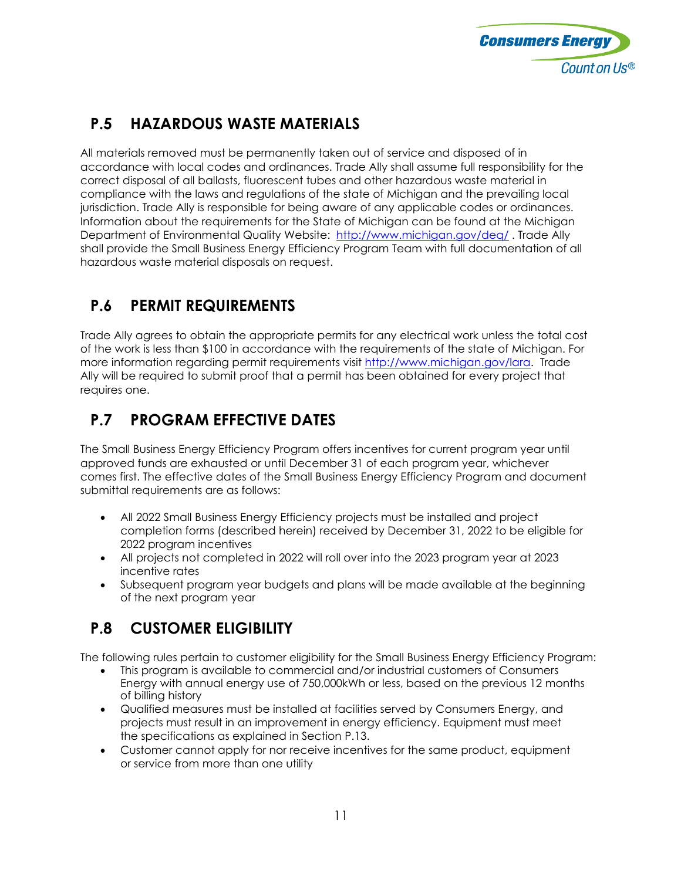## P.5 HAZARDOUS WASTE MATERIALS

All materials removed must be permanently taken out of service and disposed of in accordance with local codes and ordinances. Trade Ally shall assume full responsibility for the correct disposal of all ballasts, fluorescent tubes and other hazardous waste material in compliance with the laws and regulations of the state of Michigan and the prevailing local jurisdiction. Trade Ally is responsible for being aware of any applicable codes or ordinances. Information about the requirements for the State of Michigan can be found at the Michigan Department of Environmental Quality Website: [http://www.michigan.gov/deq/](http://www.michigan.gov/deq/) . Trade Ally shall provide the Small Business Energy Efficiency Program Team with full documentation of all hazardous waste material disposals on request.

## P.6 PERMIT REQUIREMENTS

Trade Ally agrees to obtain the appropriate permits for any electrical work unless the total cost of the work is less than $100 in accordance with the requirements of the state of Michigan. For more information regarding permit requirements visit [http://www.michigan.gov/lara](http://www.michigan.gov/lara). Trade Ally will be required to submit proof that a permit has been obtained for every project that requires one.

## P.7 PROGRAM EFFECTIVE DATES

The Small Business Energy Efficiency Program offers incentives for current program year until approved funds are exhausted or until December 31 of each program year, whichever comes first. The effective dates of the Small Business Energy Efficiency Program and document submittal requirements are as follows:

- All 2022 Small Business Energy Efficiency projects must be installed and project completion forms (described herein) received by December 31, 2022 to be eligible for 2022 program incentives
- All projects not completed in 2022 will roll over into the 2023 program year at 2023 incentive rates
- Subsequent program year budgets and plans will be made available at the beginning of the next program year

## P.8 CUSTOMER ELIGIBILITY

The following rules pertain to customer eligibility for the Small Business Energy Efficiency Program:

- This program is available to commercial and/or industrial customers of Consumers Energy with annual energy use of 750,000kWh or less, based on the previous 12 months of billing history
- Qualified measures must be installed at facilities served by Consumers Energy, and projects must result in an improvement in energy efficiency. Equipment must meet the specifications as explained in Section P.13.
- Customer cannot apply for nor receive incentives for the same product, equipment or service from more than one utility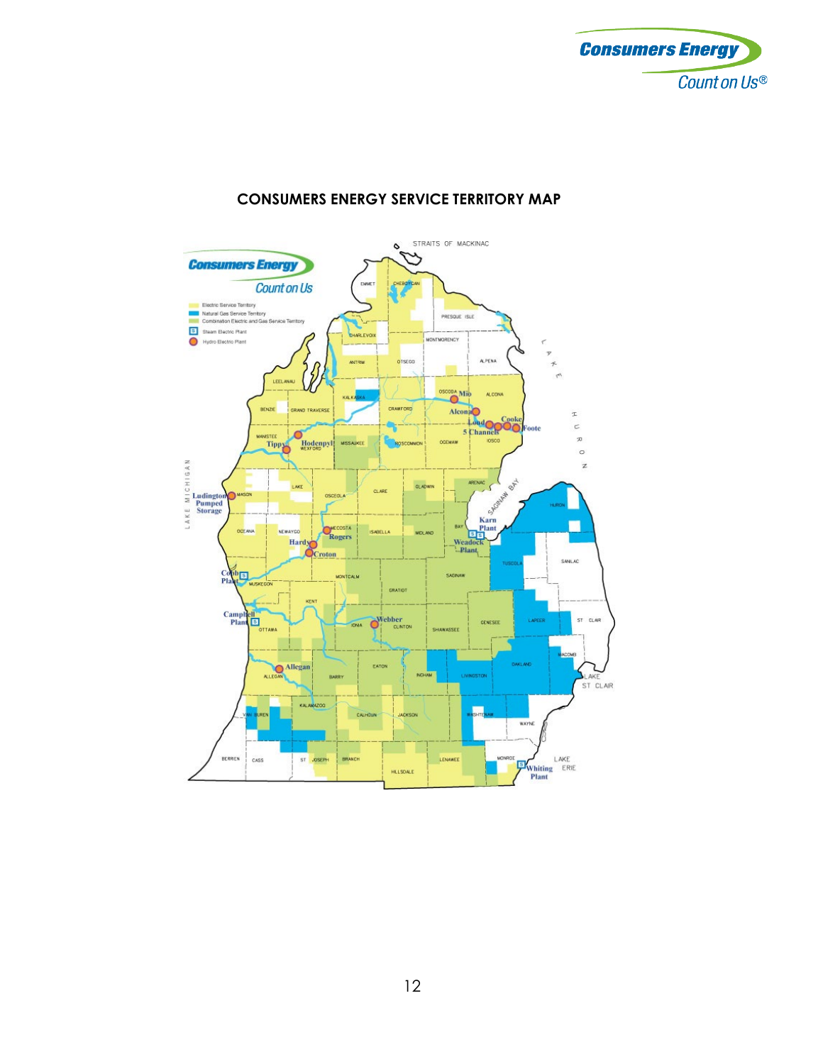## CONSUMERS ENERGY SERVICE TERRITORY MAP

Consumers Energy
Count on Us

- Electric Service Territory
- Natural Gas Service Territory
- Combination Electric and Gas Service Territory
- Steam Electric Plant
- Hydro Electric Plant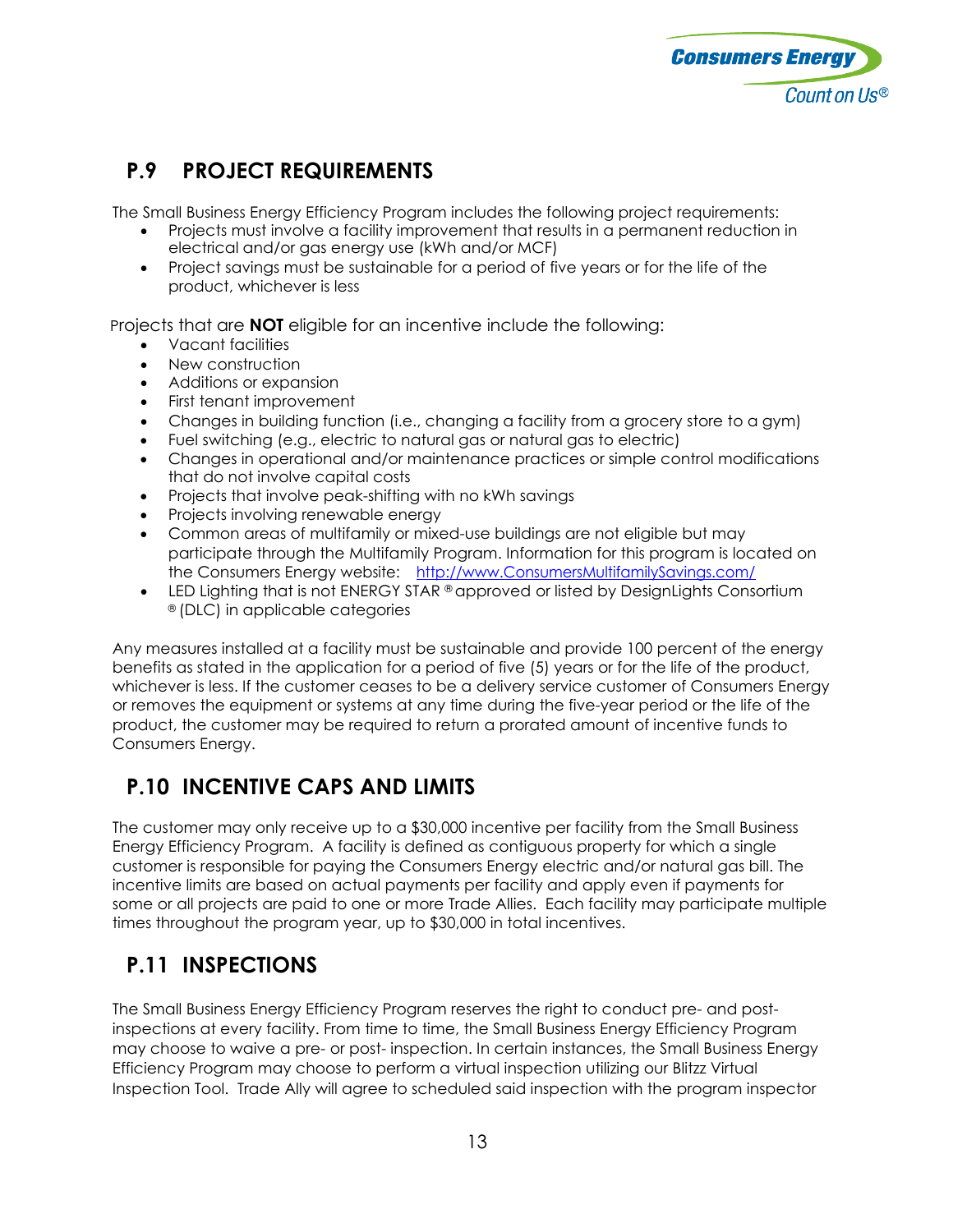## P.9 PROJECT REQUIREMENTS

The Small Business Energy Efficiency Program includes the following project requirements:

- Projects must involve a facility improvement that results in a permanent reduction in electrical and/or gas energy use (kWh and/or MCF)
- Project savings must be sustainable for a period of five years or for the life of the product, whichever is less

Projects that are **NOT** eligible for an incentive include the following:

- Vacant facilities
- New construction
- Additions or expansion
- First tenant improvement
- Changes in building function (i.e., changing a facility from a grocery store to a gym)
- Fuel switching (e.g., electric to natural gas or natural gas to electric)
- Changes in operational and/or maintenance practices or simple control modifications that do not involve capital costs
- Projects that involve peak-shifting with no kWh savings
- Projects involving renewable energy
- Common areas of multifamily or mixed-use buildings are not eligible but may participate through the Multifamily Program. Information for this program is located on the Consumers Energy website: http://www.ConsumersMultifamilySavings.com/
- LED Lighting that is not ENERGY STAR ® approved or listed by DesignLights Consortium ® (DLC) in applicable categories

Any measures installed at a facility must be sustainable and provide 100 percent of the energy benefits as stated in the application for a period of five (5) years or for the life of the product, whichever is less. If the customer ceases to be a delivery service customer of Consumers Energy or removes the equipment or systems at any time during the five-year period or the life of the product, the customer may be required to return a prorated amount of incentive funds to Consumers Energy.

## P.10 INCENTIVE CAPS AND LIMITS

The customer may only receive up to a $30,000 incentive per facility from the Small Business Energy Efficiency Program. A facility is defined as contiguous property for which a single customer is responsible for paying the Consumers Energy electric and/or natural gas bill. The incentive limits are based on actual payments per facility and apply even if payments for some or all projects are paid to one or more Trade Allies. Each facility may participate multiple times throughout the program year, up to $30,000 in total incentives.

## P.11 INSPECTIONS

The Small Business Energy Efficiency Program reserves the right to conduct pre- and post-inspections at every facility. From time to time, the Small Business Energy Efficiency Program may choose to waive a pre- or post- inspection. In certain instances, the Small Business Energy Efficiency Program may choose to perform a virtual inspection utilizing our Blitzz Virtual Inspection Tool. Trade Ally will agree to scheduled said inspection with the program inspector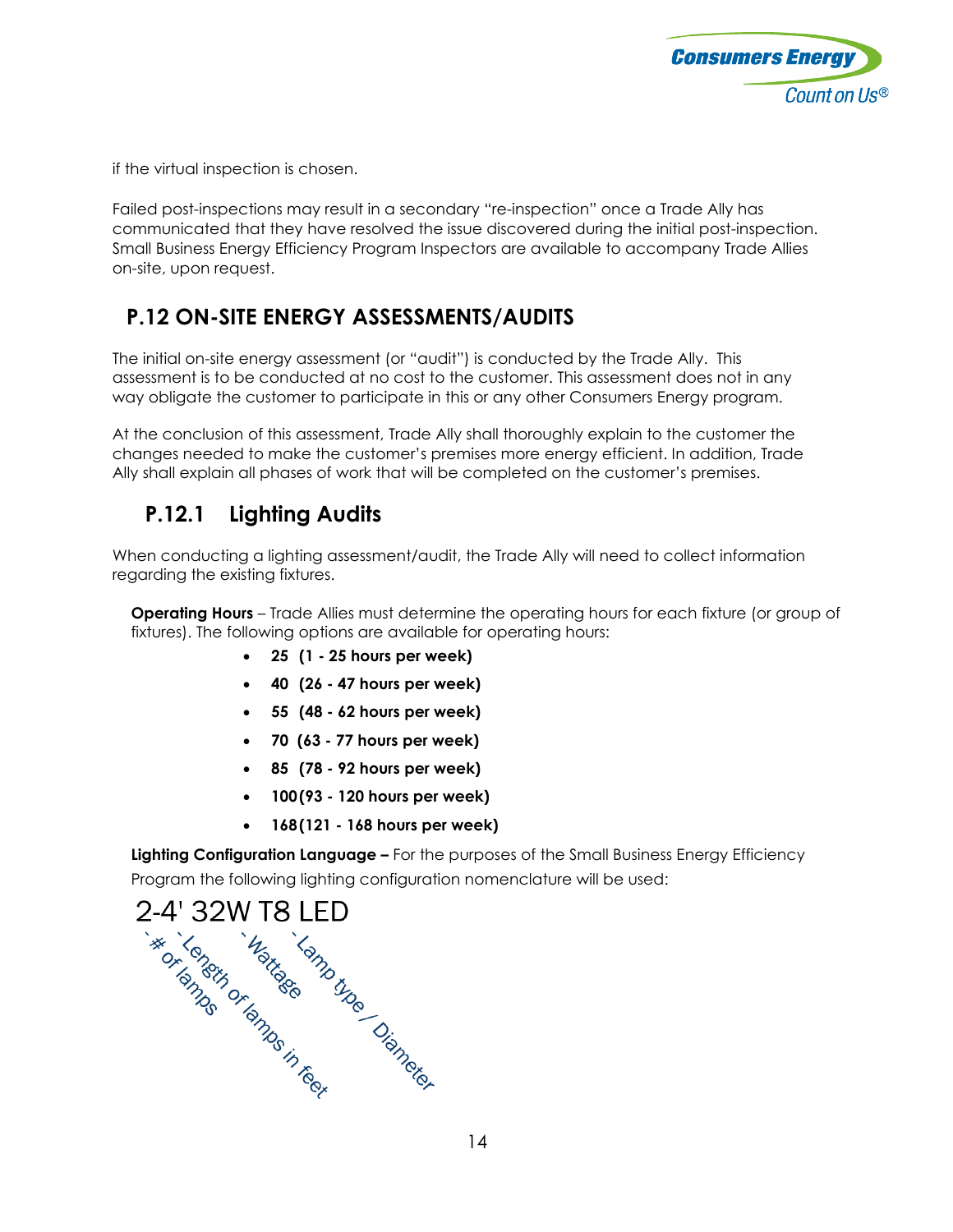if the virtual inspection is chosen.

Failed post-inspections may result in a secondary "re-inspection" once a Trade Ally has communicated that they have resolved the issue discovered during the initial post-inspection. Small Business Energy Efficiency Program Inspectors are available to accompany Trade Allies on-site, upon request.

## P.12 ON-SITE ENERGY ASSESSMENTS/AUDITS

The initial on-site energy assessment (or "audit") is conducted by the Trade Ally. This assessment is to be conducted at no cost to the customer. This assessment does not in any way obligate the customer to participate in this or any other Consumers Energy program.

At the conclusion of this assessment, Trade Ally shall thoroughly explain to the customer the changes needed to make the customer's premises more energy efficient. In addition, Trade Ally shall explain all phases of work that will be completed on the customer's premises.

### P.12.1 Lighting Audits

When conducting a lighting assessment/audit, the Trade Ally will need to collect information regarding the existing fixtures.

**Operating Hours** – Trade Allies must determine the operating hours for each fixture (or group of fixtures). The following options are available for operating hours:

- **25 (1 - 25 hours per week)**
- **40 (26 - 47 hours per week)**
- **55 (48 - 62 hours per week)**
- **70 (63 - 77 hours per week)**
- **85 (78 - 92 hours per week)**
- **100 (93 - 120 hours per week)**
- **168 (121 - 168 hours per week)**

**Lighting Configuration Language –** For the purposes of the Small Business Energy Efficiency Program the following lighting configuration nomenclature will be used:

2-4' 32W T8 LED

- # of lamps
- Length of lamps in feet
- Wattage
- Lamp type / Diameter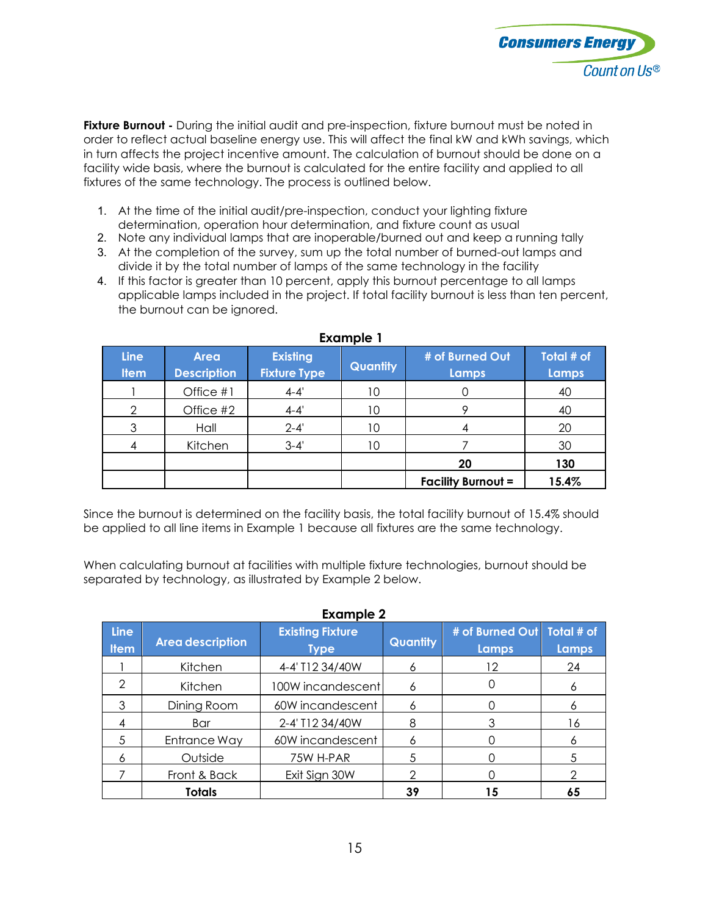**Fixture Burnout -** During the initial audit and pre-inspection, fixture burnout must be noted in order to reflect actual baseline energy use. This will affect the final kW and kWh savings, which in turn affects the project incentive amount. The calculation of burnout should be done on a facility wide basis, where the burnout is calculated for the entire facility and applied to all fixtures of the same technology. The process is outlined below.

1. At the time of the initial audit/pre-inspection, conduct your lighting fixture determination, operation hour determination, and fixture count as usual
2. Note any individual lamps that are inoperable/burned out and keep a running tally
3. At the completion of the survey, sum up the total number of burned-out lamps and divide it by the total number of lamps of the same technology in the facility
4. If this factor is greater than 10 percent, apply this burnout percentage to all lamps applicable lamps included in the project. If total facility burnout is less than ten percent, the burnout can be ignored.

**Example 1**

| Line Item | Area Description | Existing Fixture Type | Quantity | # of Burned Out Lamps | Total # of Lamps |
|---|---|---|---|---|---|
| 1 | Office #1 | 4-4' | 10 | 0 | 40 |
| 2 | Office #2 | 4-4' | 10 | 9 | 40 |
| 3 | Hall | 2-4' | 10 | 4 | 20 |
| 4 | Kitchen | 3-4' | 10 | 7 | 30 |
| | | | | **20** | **130** |
| | | | | **Facility Burnout =** | **15.4%** |

Since the burnout is determined on the facility basis, the total facility burnout of 15.4% should be applied to all line items in Example 1 because all fixtures are the same technology.

When calculating burnout at facilities with multiple fixture technologies, burnout should be separated by technology, as illustrated by Example 2 below.

**Example 2**

| Line Item | Area description | Existing Fixture Type | Quantity | # of Burned Out Lamps | Total # of Lamps |
|---|---|---|---|---|---|
| 1 | Kitchen | 4-4' T12 34/40W | 6 | 12 | 24 |
| 2 | Kitchen | 100W incandescent | 6 | 0 | 6 |
| 3 | Dining Room | 60W incandescent | 6 | 0 | 6 |
| 4 | Bar | 2-4' T12 34/40W | 8 | 3 | 16 |
| 5 | Entrance Way | 60W incandescent | 6 | 0 | 6 |
| 6 | Outside | 75W H-PAR | 5 | 0 | 5 |
| 7 | Front & Back | Exit Sign 30W | 2 | 0 | 2 |
| | **Totals** | | **39** | **15** | **65** |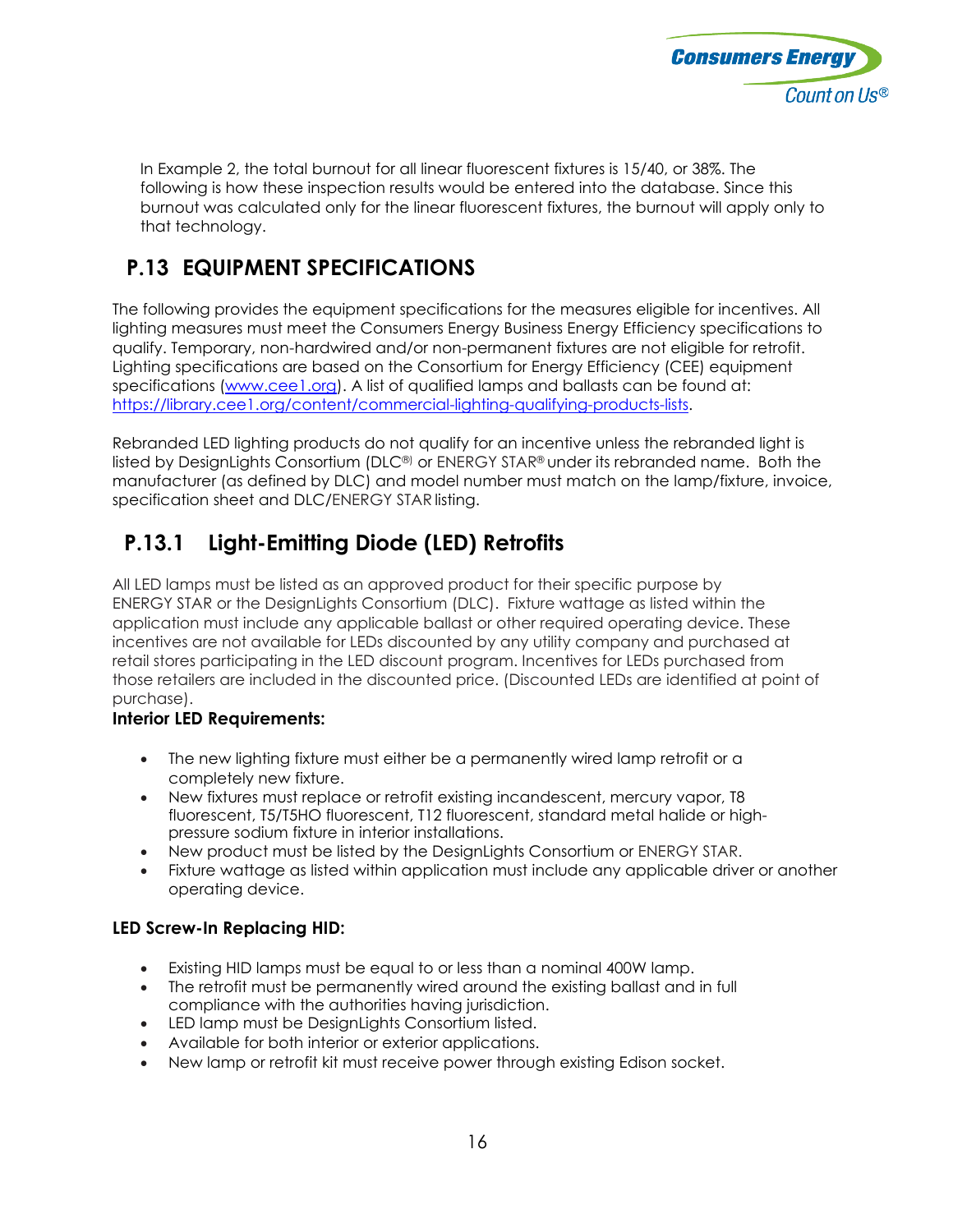In Example 2, the total burnout for all linear fluorescent fixtures is 15/40, or 38%. The following is how these inspection results would be entered into the database. Since this burnout was calculated only for the linear fluorescent fixtures, the burnout will apply only to that technology.

## P.13 EQUIPMENT SPECIFICATIONS

The following provides the equipment specifications for the measures eligible for incentives. All lighting measures must meet the Consumers Energy Business Energy Efficiency specifications to qualify. Temporary, non-hardwired and/or non-permanent fixtures are not eligible for retrofit. Lighting specifications are based on the Consortium for Energy Efficiency (CEE) equipment specifications (www.cee1.org). A list of qualified lamps and ballasts can be found at: https://library.cee1.org/content/commercial-lighting-qualifying-products-lists.

Rebranded LED lighting products do not qualify for an incentive unless the rebranded light is listed by DesignLights Consortium (DLC®) or ENERGY STAR® under its rebranded name. Both the manufacturer (as defined by DLC) and model number must match on the lamp/fixture, invoice, specification sheet and DLC/ENERGY STAR listing.

### P.13.1 Light-Emitting Diode (LED) Retrofits

All LED lamps must be listed as an approved product for their specific purpose by ENERGY STAR or the DesignLights Consortium (DLC). Fixture wattage as listed within the application must include any applicable ballast or other required operating device. These incentives are not available for LEDs discounted by any utility company and purchased at retail stores participating in the LED discount program. Incentives for LEDs purchased from those retailers are included in the discounted price. (Discounted LEDs are identified at point of purchase).

**Interior LED Requirements:**

- The new lighting fixture must either be a permanently wired lamp retrofit or a completely new fixture.
- New fixtures must replace or retrofit existing incandescent, mercury vapor, T8 fluorescent, T5/T5HO fluorescent, T12 fluorescent, standard metal halide or high-pressure sodium fixture in interior installations.
- New product must be listed by the DesignLights Consortium or ENERGY STAR.
- Fixture wattage as listed within application must include any applicable driver or another operating device.

**LED Screw-In Replacing HID:**

- Existing HID lamps must be equal to or less than a nominal 400W lamp.
- The retrofit must be permanently wired around the existing ballast and in full compliance with the authorities having jurisdiction.
- LED lamp must be DesignLights Consortium listed.
- Available for both interior or exterior applications.
- New lamp or retrofit kit must receive power through existing Edison socket.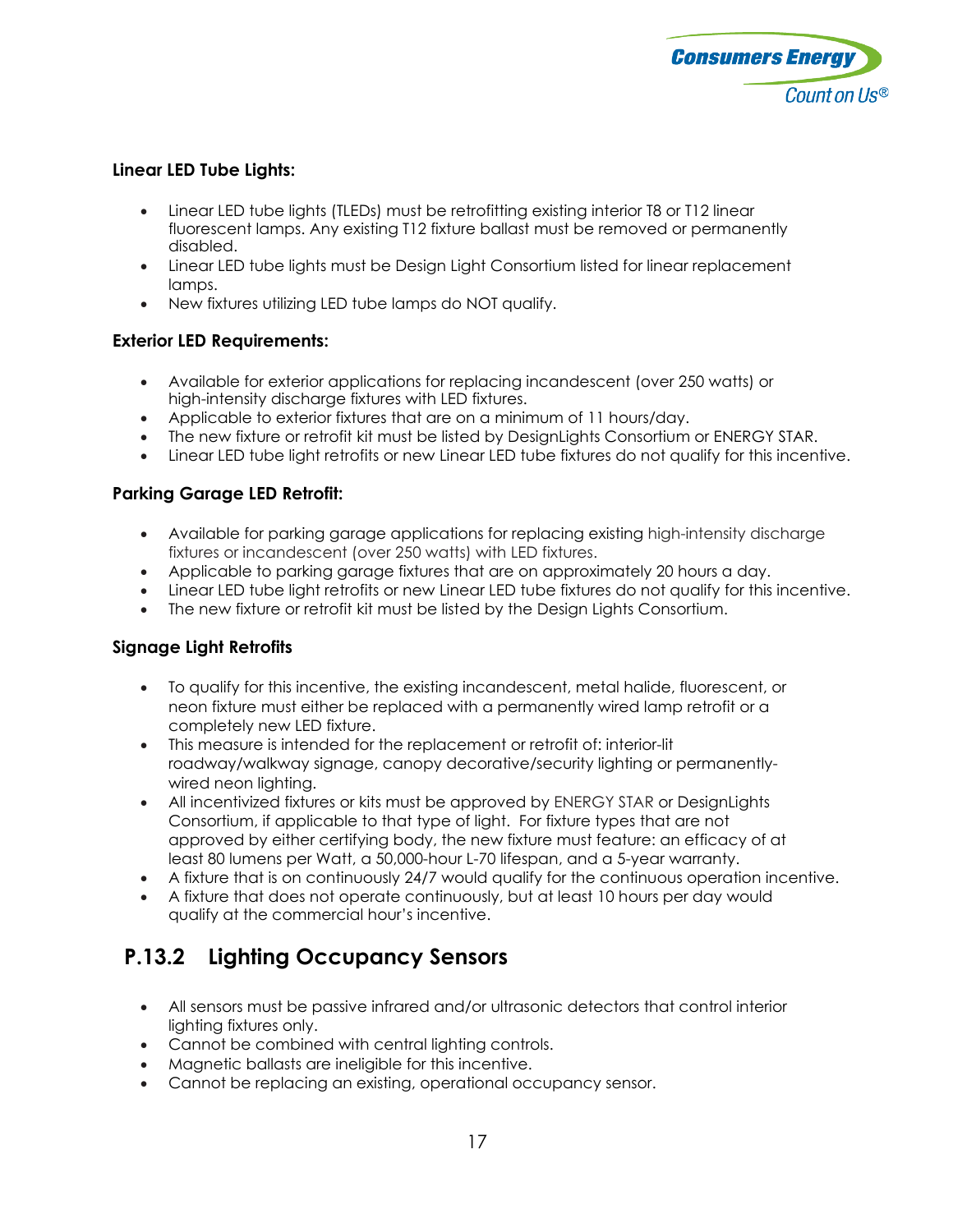**Linear LED Tube Lights:**

- Linear LED tube lights (TLEDs) must be retrofitting existing interior T8 or T12 linear fluorescent lamps. Any existing T12 fixture ballast must be removed or permanently disabled.
- Linear LED tube lights must be Design Light Consortium listed for linear replacement lamps.
- New fixtures utilizing LED tube lamps do NOT qualify.

**Exterior LED Requirements:**

- Available for exterior applications for replacing incandescent (over 250 watts) or high-intensity discharge fixtures with LED fixtures.
- Applicable to exterior fixtures that are on a minimum of 11 hours/day.
- The new fixture or retrofit kit must be listed by DesignLights Consortium or ENERGY STAR.
- Linear LED tube light retrofits or new Linear LED tube fixtures do not qualify for this incentive.

**Parking Garage LED Retrofit:**

- Available for parking garage applications for replacing existing high-intensity discharge fixtures or incandescent (over 250 watts) with LED fixtures.
- Applicable to parking garage fixtures that are on approximately 20 hours a day.
- Linear LED tube light retrofits or new Linear LED tube fixtures do not qualify for this incentive.
- The new fixture or retrofit kit must be listed by the Design Lights Consortium.

**Signage Light Retrofits**

- To qualify for this incentive, the existing incandescent, metal halide, fluorescent, or neon fixture must either be replaced with a permanently wired lamp retrofit or a completely new LED fixture.
- This measure is intended for the replacement or retrofit of: interior-lit roadway/walkway signage, canopy decorative/security lighting or permanently-wired neon lighting.
- All incentivized fixtures or kits must be approved by ENERGY STAR or DesignLights Consortium, if applicable to that type of light. For fixture types that are not approved by either certifying body, the new fixture must feature: an efficacy of at least 80 lumens per Watt, a 50,000-hour L-70 lifespan, and a 5-year warranty.
- A fixture that is on continuously 24/7 would qualify for the continuous operation incentive.
- A fixture that does not operate continuously, but at least 10 hours per day would qualify at the commercial hour's incentive.

## P.13.2 Lighting Occupancy Sensors

- All sensors must be passive infrared and/or ultrasonic detectors that control interior lighting fixtures only.
- Cannot be combined with central lighting controls.
- Magnetic ballasts are ineligible for this incentive.
- Cannot be replacing an existing, operational occupancy sensor.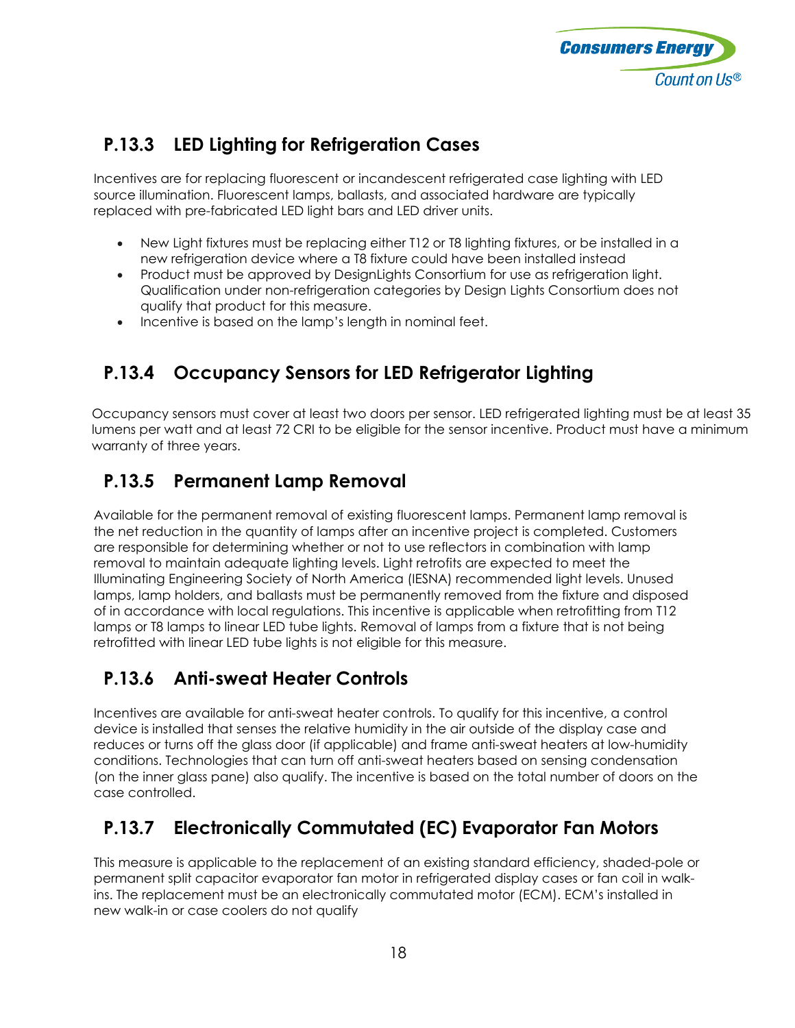## P.13.3 LED Lighting for Refrigeration Cases

Incentives are for replacing fluorescent or incandescent refrigerated case lighting with LED source illumination. Fluorescent lamps, ballasts, and associated hardware are typically replaced with pre-fabricated LED light bars and LED driver units.

- New Light fixtures must be replacing either T12 or T8 lighting fixtures, or be installed in a new refrigeration device where a T8 fixture could have been installed instead
- Product must be approved by DesignLights Consortium for use as refrigeration light. Qualification under non-refrigeration categories by Design Lights Consortium does not qualify that product for this measure.
- Incentive is based on the lamp's length in nominal feet.

## P.13.4 Occupancy Sensors for LED Refrigerator Lighting

Occupancy sensors must cover at least two doors per sensor. LED refrigerated lighting must be at least 35 lumens per watt and at least 72 CRI to be eligible for the sensor incentive. Product must have a minimum warranty of three years.

## P.13.5 Permanent Lamp Removal

Available for the permanent removal of existing fluorescent lamps. Permanent lamp removal is the net reduction in the quantity of lamps after an incentive project is completed. Customers are responsible for determining whether or not to use reflectors in combination with lamp removal to maintain adequate lighting levels. Light retrofits are expected to meet the Illuminating Engineering Society of North America (IESNA) recommended light levels. Unused lamps, lamp holders, and ballasts must be permanently removed from the fixture and disposed of in accordance with local regulations. This incentive is applicable when retrofitting from T12 lamps or T8 lamps to linear LED tube lights. Removal of lamps from a fixture that is not being retrofitted with linear LED tube lights is not eligible for this measure.

## P.13.6 Anti-sweat Heater Controls

Incentives are available for anti-sweat heater controls. To qualify for this incentive, a control device is installed that senses the relative humidity in the air outside of the display case and reduces or turns off the glass door (if applicable) and frame anti-sweat heaters at low-humidity conditions. Technologies that can turn off anti-sweat heaters based on sensing condensation (on the inner glass pane) also qualify. The incentive is based on the total number of doors on the case controlled.

## P.13.7 Electronically Commutated (EC) Evaporator Fan Motors

This measure is applicable to the replacement of an existing standard efficiency, shaded-pole or permanent split capacitor evaporator fan motor in refrigerated display cases or fan coil in walk-ins. The replacement must be an electronically commutated motor (ECM). ECM's installed in new walk-in or case coolers do not qualify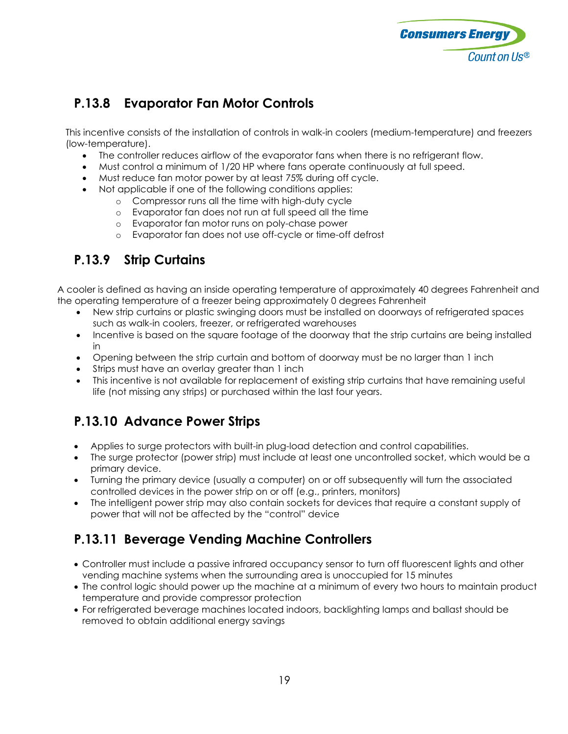## P.13.8 Evaporator Fan Motor Controls

This incentive consists of the installation of controls in walk-in coolers (medium-temperature) and freezers (low-temperature).

- The controller reduces airflow of the evaporator fans when there is no refrigerant flow.
- Must control a minimum of 1/20 HP where fans operate continuously at full speed.
- Must reduce fan motor power by at least 75% during off cycle.
- Not applicable if one of the following conditions applies:
  - Compressor runs all the time with high-duty cycle
  - Evaporator fan does not run at full speed all the time
  - Evaporator fan motor runs on poly-chase power
  - Evaporator fan does not use off-cycle or time-off defrost

## P.13.9 Strip Curtains

A cooler is defined as having an inside operating temperature of approximately 40 degrees Fahrenheit and the operating temperature of a freezer being approximately 0 degrees Fahrenheit

- New strip curtains or plastic swinging doors must be installed on doorways of refrigerated spaces such as walk-in coolers, freezer, or refrigerated warehouses
- Incentive is based on the square footage of the doorway that the strip curtains are being installed in
- Opening between the strip curtain and bottom of doorway must be no larger than 1 inch
- Strips must have an overlay greater than 1 inch
- This incentive is not available for replacement of existing strip curtains that have remaining useful life (not missing any strips) or purchased within the last four years.

## P.13.10 Advance Power Strips

- Applies to surge protectors with built-in plug-load detection and control capabilities.
- The surge protector (power strip) must include at least one uncontrolled socket, which would be a primary device.
- Turning the primary device (usually a computer) on or off subsequently will turn the associated controlled devices in the power strip on or off (e.g., printers, monitors)
- The intelligent power strip may also contain sockets for devices that require a constant supply of power that will not be affected by the "control" device

## P.13.11 Beverage Vending Machine Controllers

- Controller must include a passive infrared occupancy sensor to turn off fluorescent lights and other vending machine systems when the surrounding area is unoccupied for 15 minutes
- The control logic should power up the machine at a minimum of every two hours to maintain product temperature and provide compressor protection
- For refrigerated beverage machines located indoors, backlighting lamps and ballast should be removed to obtain additional energy savings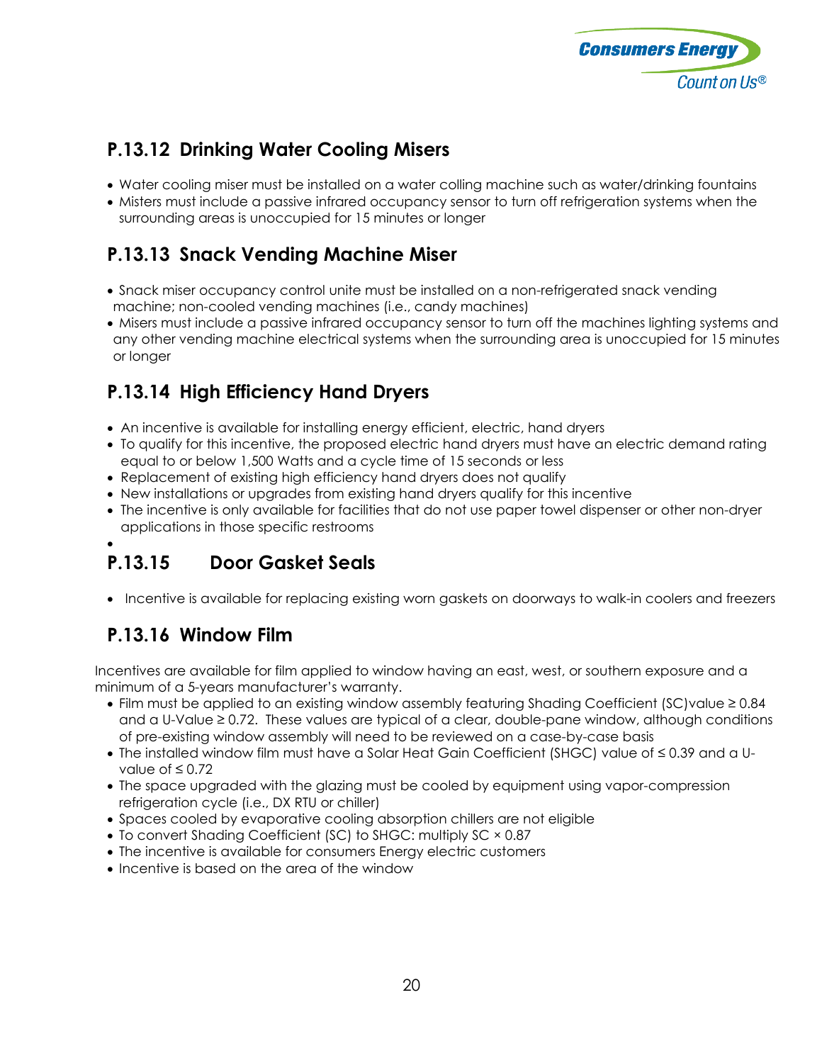## P.13.12 Drinking Water Cooling Misers

- Water cooling miser must be installed on a water colling machine such as water/drinking fountains
- Misters must include a passive infrared occupancy sensor to turn off refrigeration systems when the surrounding areas is unoccupied for 15 minutes or longer

## P.13.13 Snack Vending Machine Miser

- Snack miser occupancy control unite must be installed on a non-refrigerated snack vending machine; non-cooled vending machines (i.e., candy machines)
- Misers must include a passive infrared occupancy sensor to turn off the machines lighting systems and any other vending machine electrical systems when the surrounding area is unoccupied for 15 minutes or longer

## P.13.14 High Efficiency Hand Dryers

- An incentive is available for installing energy efficient, electric, hand dryers
- To qualify for this incentive, the proposed electric hand dryers must have an electric demand rating equal to or below 1,500 Watts and a cycle time of 15 seconds or less
- Replacement of existing high efficiency hand dryers does not qualify
- New installations or upgrades from existing hand dryers qualify for this incentive
- The incentive is only available for facilities that do not use paper towel dispenser or other non-dryer applications in those specific restrooms

## P.13.15 Door Gasket Seals

- Incentive is available for replacing existing worn gaskets on doorways to walk-in coolers and freezers

## P.13.16 Window Film

Incentives are available for film applied to window having an east, west, or southern exposure and a minimum of a 5-years manufacturer's warranty.

- Film must be applied to an existing window assembly featuring Shading Coefficient (SC)value ≥ 0.84 and a U-Value ≥ 0.72. These values are typical of a clear, double-pane window, although conditions of pre-existing window assembly will need to be reviewed on a case-by-case basis
- The installed window film must have a Solar Heat Gain Coefficient (SHGC) value of ≤ 0.39 and a U-value of ≤ 0.72
- The space upgraded with the glazing must be cooled by equipment using vapor-compression refrigeration cycle (i.e., DX RTU or chiller)
- Spaces cooled by evaporative cooling absorption chillers are not eligible
- To convert Shading Coefficient (SC) to SHGC: multiply SC × 0.87
- The incentive is available for consumers Energy electric customers
- Incentive is based on the area of the window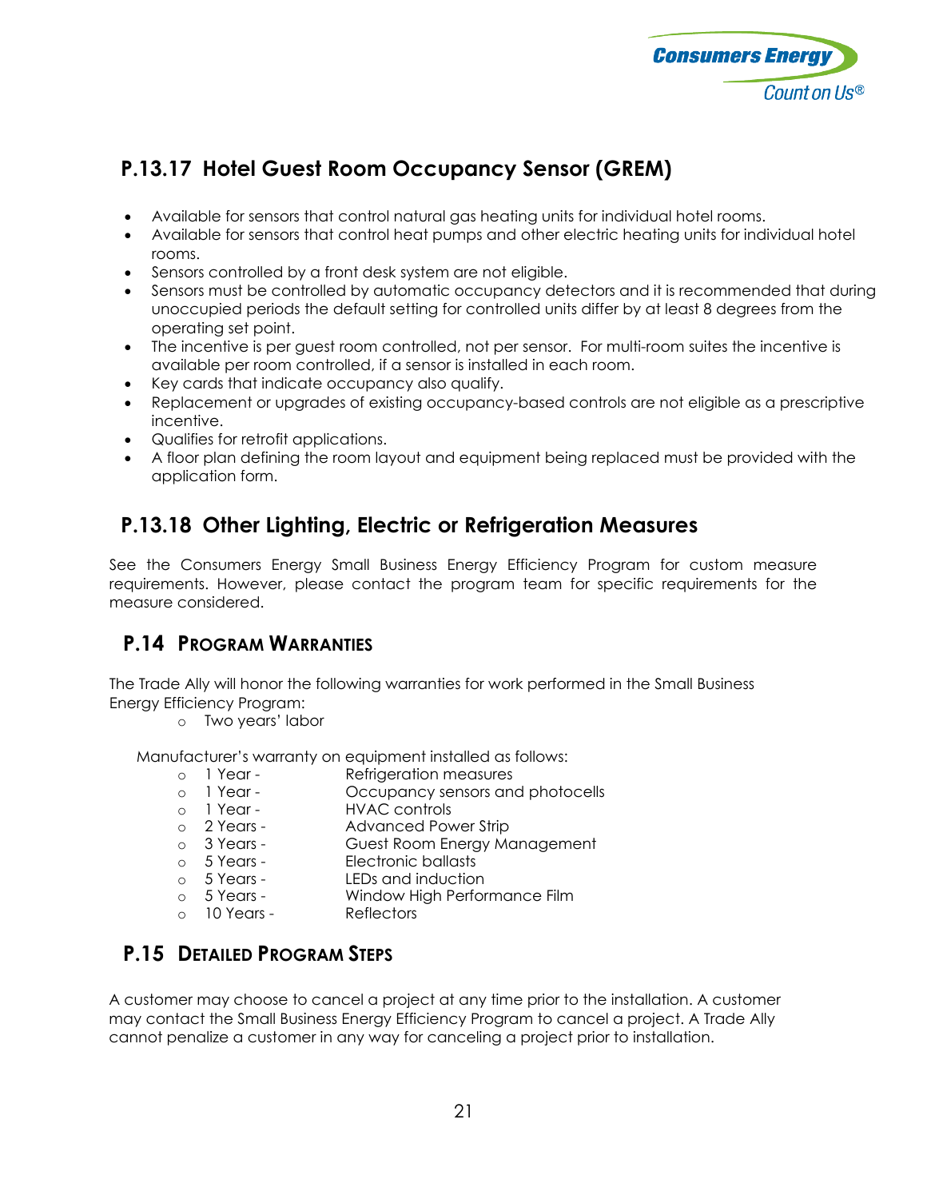## P.13.17 Hotel Guest Room Occupancy Sensor (GREM)

- Available for sensors that control natural gas heating units for individual hotel rooms.
- Available for sensors that control heat pumps and other electric heating units for individual hotel rooms.
- Sensors controlled by a front desk system are not eligible.
- Sensors must be controlled by automatic occupancy detectors and it is recommended that during unoccupied periods the default setting for controlled units differ by at least 8 degrees from the operating set point.
- The incentive is per guest room controlled, not per sensor. For multi-room suites the incentive is available per room controlled, if a sensor is installed in each room.
- Key cards that indicate occupancy also qualify.
- Replacement or upgrades of existing occupancy-based controls are not eligible as a prescriptive incentive.
- Qualifies for retrofit applications.
- A floor plan defining the room layout and equipment being replaced must be provided with the application form.

## P.13.18 Other Lighting, Electric or Refrigeration Measures

See the Consumers Energy Small Business Energy Efficiency Program for custom measure requirements. However, please contact the program team for specific requirements for the measure considered.

## P.14 Program Warranties

The Trade Ally will honor the following warranties for work performed in the Small Business Energy Efficiency Program:

- Two years' labor

Manufacturer's warranty on equipment installed as follows:

- 1 Year - Refrigeration measures
- 1 Year - Occupancy sensors and photocells
- 1 Year - HVAC controls
- 2 Years - Advanced Power Strip
- 3 Years - Guest Room Energy Management
- 5 Years - Electronic ballasts
- 5 Years - LEDs and induction
- 5 Years - Window High Performance Film
- 10 Years - Reflectors

## P.15 Detailed Program Steps

A customer may choose to cancel a project at any time prior to the installation. A customer may contact the Small Business Energy Efficiency Program to cancel a project. A Trade Ally cannot penalize a customer in any way for canceling a project prior to installation.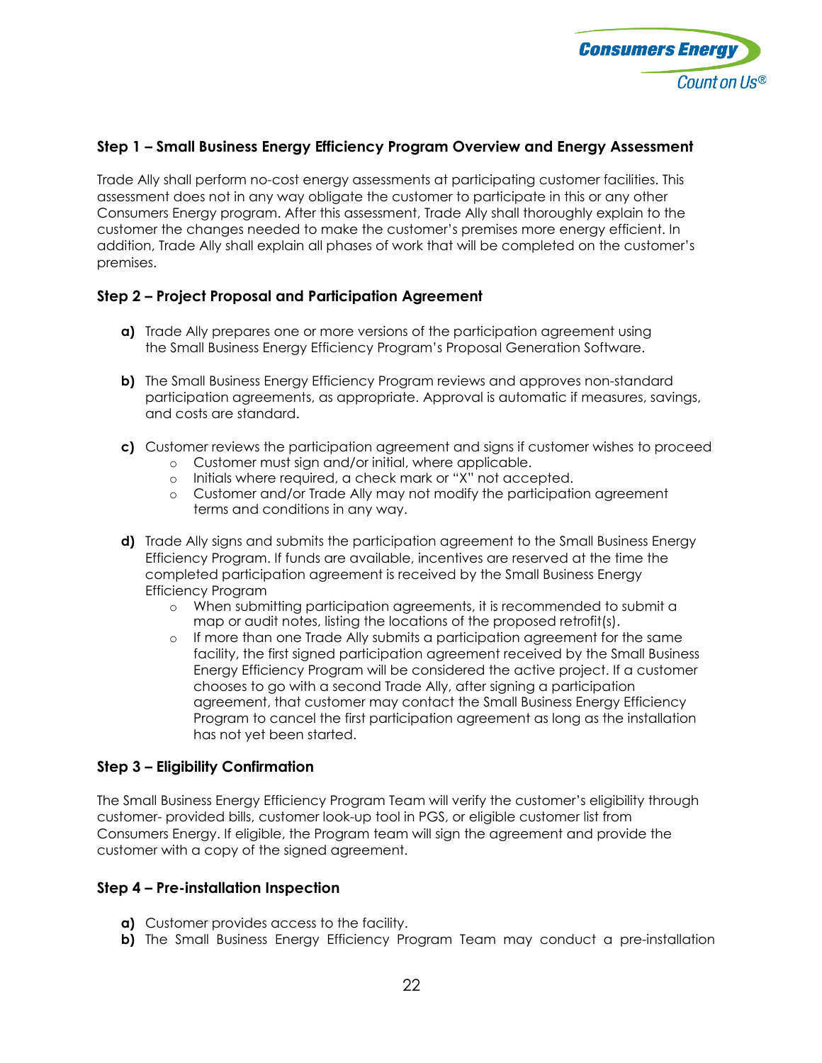### Step 1 – Small Business Energy Efficiency Program Overview and Energy Assessment

Trade Ally shall perform no-cost energy assessments at participating customer facilities. This assessment does not in any way obligate the customer to participate in this or any other Consumers Energy program. After this assessment, Trade Ally shall thoroughly explain to the customer the changes needed to make the customer's premises more energy efficient. In addition, Trade Ally shall explain all phases of work that will be completed on the customer's premises.

### Step 2 – Project Proposal and Participation Agreement

**a)** Trade Ally prepares one or more versions of the participation agreement using the Small Business Energy Efficiency Program's Proposal Generation Software.

**b)** The Small Business Energy Efficiency Program reviews and approves non-standard participation agreements, as appropriate. Approval is automatic if measures, savings, and costs are standard.

**c)** Customer reviews the participation agreement and signs if customer wishes to proceed
   - Customer must sign and/or initial, where applicable.
   - Initials where required, a check mark or "X" not accepted.
   - Customer and/or Trade Ally may not modify the participation agreement terms and conditions in any way.

**d)** Trade Ally signs and submits the participation agreement to the Small Business Energy Efficiency Program. If funds are available, incentives are reserved at the time the completed participation agreement is received by the Small Business Energy Efficiency Program
   - When submitting participation agreements, it is recommended to submit a map or audit notes, listing the locations of the proposed retrofit(s).
   - If more than one Trade Ally submits a participation agreement for the same facility, the first signed participation agreement received by the Small Business Energy Efficiency Program will be considered the active project. If a customer chooses to go with a second Trade Ally, after signing a participation agreement, that customer may contact the Small Business Energy Efficiency Program to cancel the first participation agreement as long as the installation has not yet been started.

### Step 3 – Eligibility Confirmation

The Small Business Energy Efficiency Program Team will verify the customer's eligibility through customer- provided bills, customer look-up tool in PGS, or eligible customer list from Consumers Energy. If eligible, the Program team will sign the agreement and provide the customer with a copy of the signed agreement.

### Step 4 – Pre-installation Inspection

**a)** Customer provides access to the facility.
**b)** The Small Business Energy Efficiency Program Team may conduct a pre-installation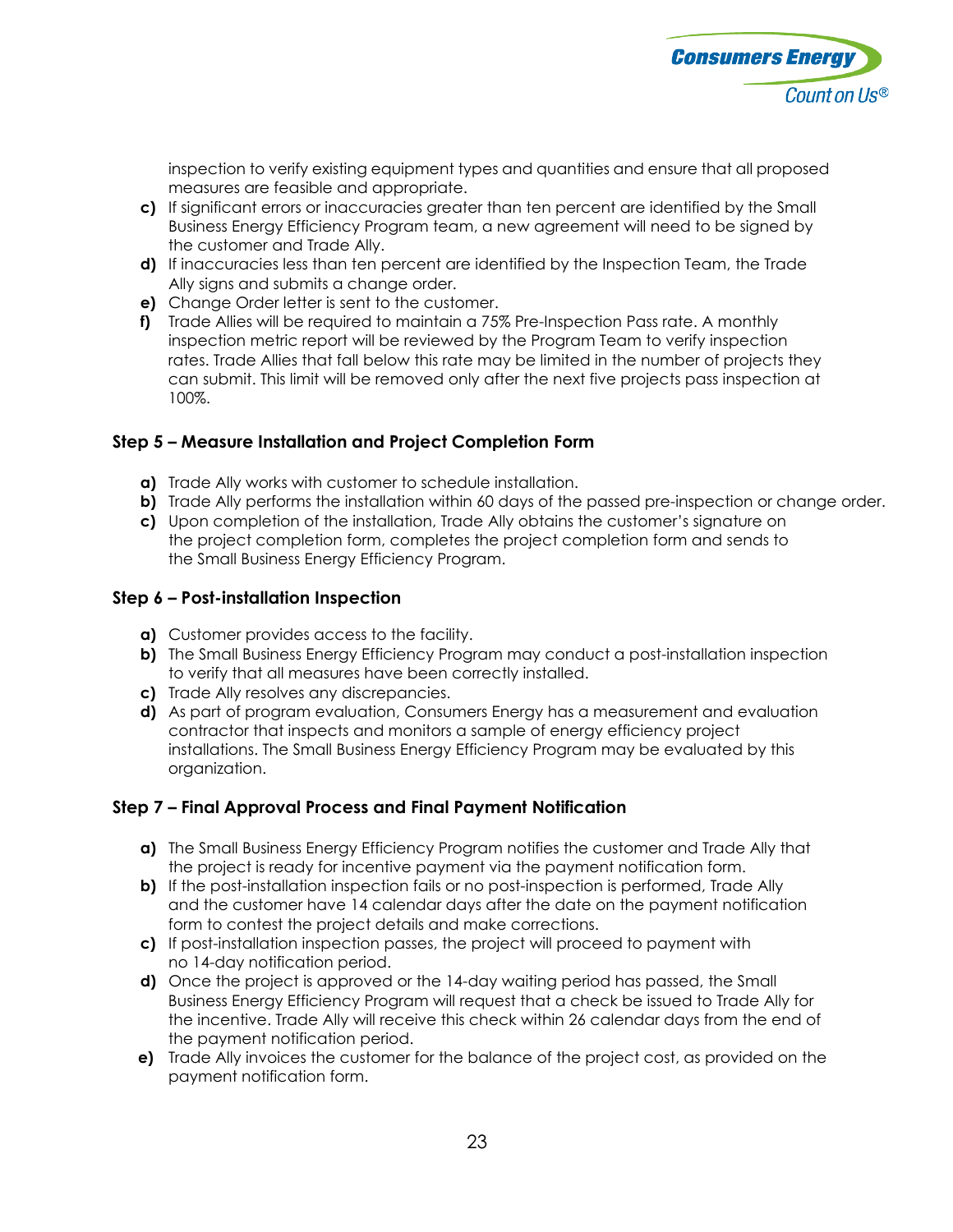inspection to verify existing equipment types and quantities and ensure that all proposed measures are feasible and appropriate.

**c)** If significant errors or inaccuracies greater than ten percent are identified by the Small Business Energy Efficiency Program team, a new agreement will need to be signed by the customer and Trade Ally.

**d)** If inaccuracies less than ten percent are identified by the Inspection Team, the Trade Ally signs and submits a change order.

**e)** Change Order letter is sent to the customer.

**f)** Trade Allies will be required to maintain a 75% Pre-Inspection Pass rate. A monthly inspection metric report will be reviewed by the Program Team to verify inspection rates. Trade Allies that fall below this rate may be limited in the number of projects they can submit. This limit will be removed only after the next five projects pass inspection at 100%.

### Step 5 – Measure Installation and Project Completion Form

**a)** Trade Ally works with customer to schedule installation.

**b)** Trade Ally performs the installation within 60 days of the passed pre-inspection or change order.

**c)** Upon completion of the installation, Trade Ally obtains the customer's signature on the project completion form, completes the project completion form and sends to the Small Business Energy Efficiency Program.

### Step 6 – Post-installation Inspection

**a)** Customer provides access to the facility.

**b)** The Small Business Energy Efficiency Program may conduct a post-installation inspection to verify that all measures have been correctly installed.

**c)** Trade Ally resolves any discrepancies.

**d)** As part of program evaluation, Consumers Energy has a measurement and evaluation contractor that inspects and monitors a sample of energy efficiency project installations. The Small Business Energy Efficiency Program may be evaluated by this organization.

### Step 7 – Final Approval Process and Final Payment Notification

**a)** The Small Business Energy Efficiency Program notifies the customer and Trade Ally that the project is ready for incentive payment via the payment notification form.

**b)** If the post-installation inspection fails or no post-inspection is performed, Trade Ally and the customer have 14 calendar days after the date on the payment notification form to contest the project details and make corrections.

**c)** If post-installation inspection passes, the project will proceed to payment with no 14-day notification period.

**d)** Once the project is approved or the 14-day waiting period has passed, the Small Business Energy Efficiency Program will request that a check be issued to Trade Ally for the incentive. Trade Ally will receive this check within 26 calendar days from the end of the payment notification period.

**e)** Trade Ally invoices the customer for the balance of the project cost, as provided on the payment notification form.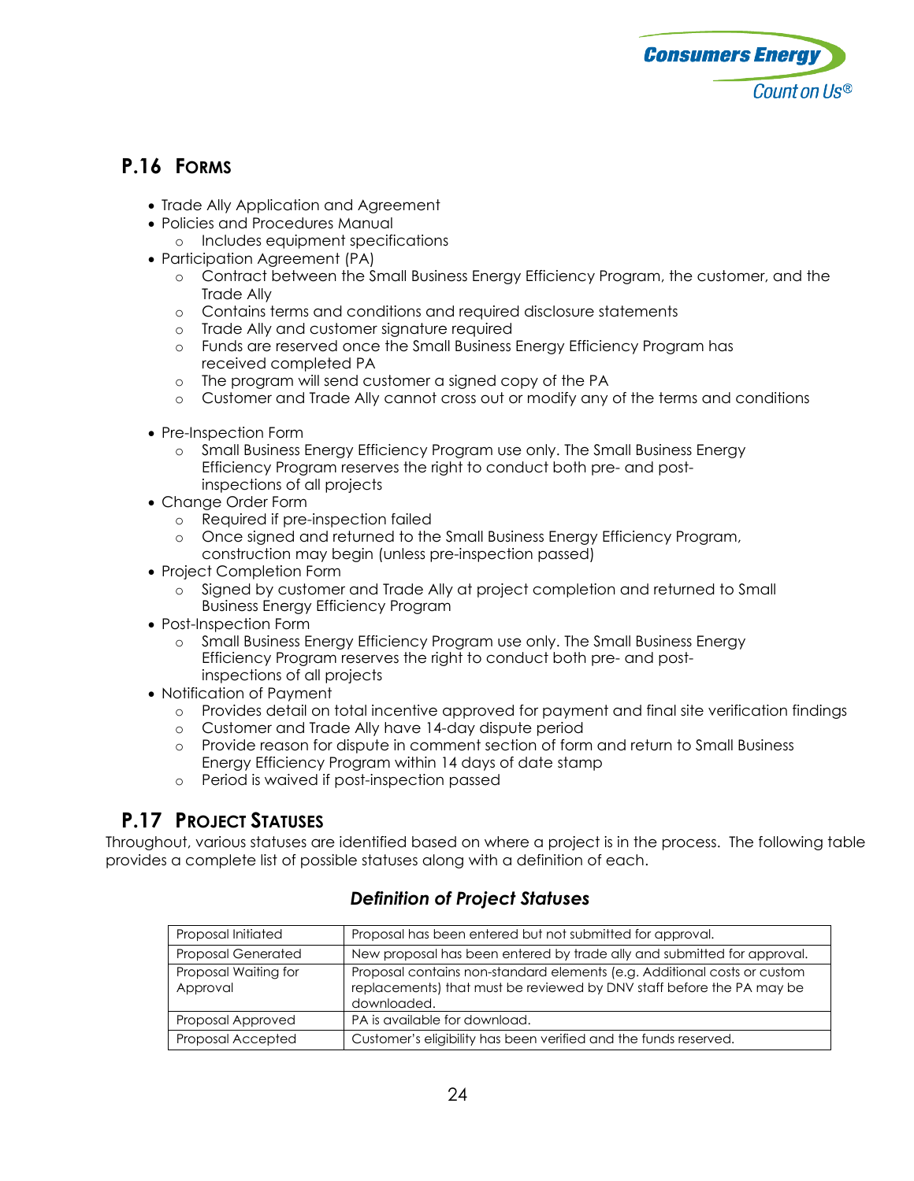## P.16 FORMS

- Trade Ally Application and Agreement
- Policies and Procedures Manual
  - Includes equipment specifications
- Participation Agreement (PA)
  - Contract between the Small Business Energy Efficiency Program, the customer, and the Trade Ally
  - Contains terms and conditions and required disclosure statements
  - Trade Ally and customer signature required
  - Funds are reserved once the Small Business Energy Efficiency Program has received completed PA
  - The program will send customer a signed copy of the PA
  - Customer and Trade Ally cannot cross out or modify any of the terms and conditions
- Pre-Inspection Form
  - Small Business Energy Efficiency Program use only. The Small Business Energy Efficiency Program reserves the right to conduct both pre- and post-inspections of all projects
- Change Order Form
  - Required if pre-inspection failed
  - Once signed and returned to the Small Business Energy Efficiency Program, construction may begin (unless pre-inspection passed)
- Project Completion Form
  - Signed by customer and Trade Ally at project completion and returned to Small Business Energy Efficiency Program
- Post-Inspection Form
  - Small Business Energy Efficiency Program use only. The Small Business Energy Efficiency Program reserves the right to conduct both pre- and post-inspections of all projects
- Notification of Payment
  - Provides detail on total incentive approved for payment and final site verification findings
  - Customer and Trade Ally have 14-day dispute period
  - Provide reason for dispute in comment section of form and return to Small Business Energy Efficiency Program within 14 days of date stamp
  - Period is waived if post-inspection passed

## P.17 PROJECT STATUSES

Throughout, various statuses are identified based on where a project is in the process. The following table provides a complete list of possible statuses along with a definition of each.

### *Definition of Project Statuses*

| Status | Definition |
|---|---|
| Proposal Initiated | Proposal has been entered but not submitted for approval. |
| Proposal Generated | New proposal has been entered by trade ally and submitted for approval. |
| Proposal Waiting for Approval | Proposal contains non-standard elements (e.g. Additional costs or custom replacements) that must be reviewed by DNV staff before the PA may be downloaded. |
| Proposal Approved | PA is available for download. |
| Proposal Accepted | Customer's eligibility has been verified and the funds reserved. |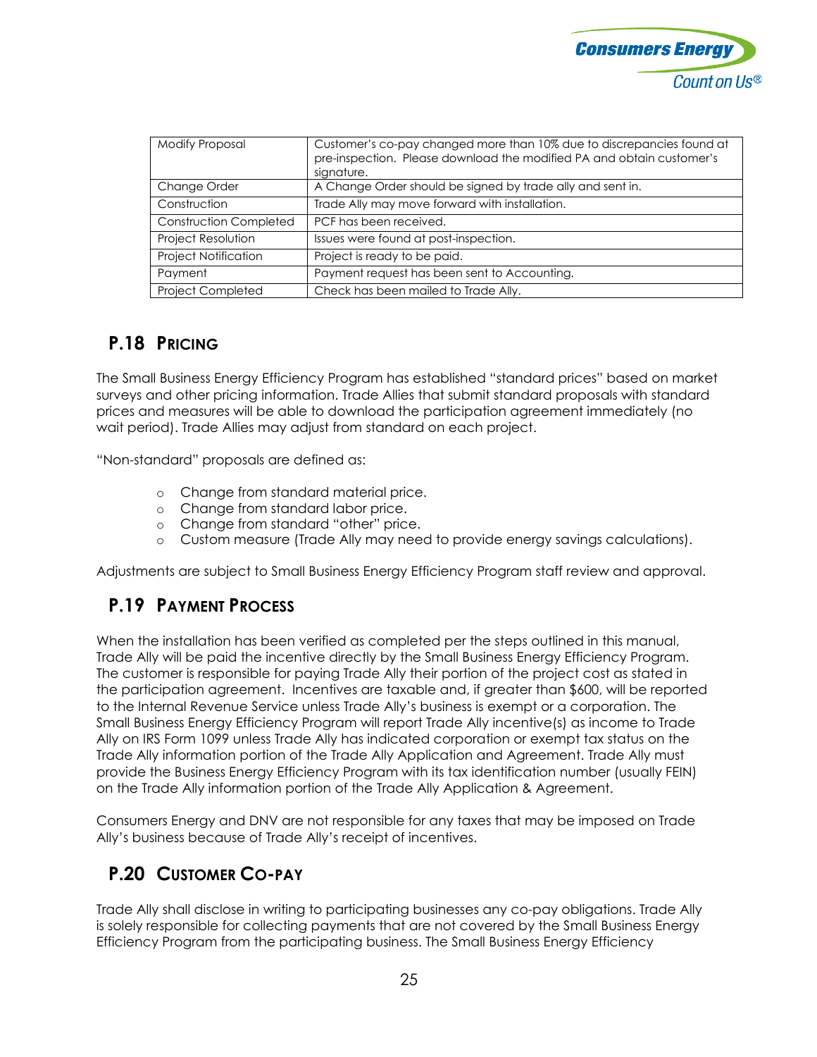| Modify Proposal | Customer's co-pay changed more than 10% due to discrepancies found at pre-inspection. Please download the modified PA and obtain customer's signature. |
|---|---|
| Change Order | A Change Order should be signed by trade ally and sent in. |
| Construction | Trade Ally may move forward with installation. |
| Construction Completed | PCF has been received. |
| Project Resolution | Issues were found at post-inspection. |
| Project Notification | Project is ready to be paid. |
| Payment | Payment request has been sent to Accounting. |
| Project Completed | Check has been mailed to Trade Ally. |

## P.18 PRICING

The Small Business Energy Efficiency Program has established "standard prices" based on market surveys and other pricing information. Trade Allies that submit standard proposals with standard prices and measures will be able to download the participation agreement immediately (no wait period). Trade Allies may adjust from standard on each project.

"Non-standard" proposals are defined as:

- Change from standard material price.
- Change from standard labor price.
- Change from standard "other" price.
- Custom measure (Trade Ally may need to provide energy savings calculations).

Adjustments are subject to Small Business Energy Efficiency Program staff review and approval.

## P.19 PAYMENT PROCESS

When the installation has been verified as completed per the steps outlined in this manual, Trade Ally will be paid the incentive directly by the Small Business Energy Efficiency Program. The customer is responsible for paying Trade Ally their portion of the project cost as stated in the participation agreement. Incentives are taxable and, if greater than $600, will be reported to the Internal Revenue Service unless Trade Ally's business is exempt or a corporation. The Small Business Energy Efficiency Program will report Trade Ally incentive(s) as income to Trade Ally on IRS Form 1099 unless Trade Ally has indicated corporation or exempt tax status on the Trade Ally information portion of the Trade Ally Application and Agreement. Trade Ally must provide the Business Energy Efficiency Program with its tax identification number (usually FEIN) on the Trade Ally information portion of the Trade Ally Application & Agreement.

Consumers Energy and DNV are not responsible for any taxes that may be imposed on Trade Ally's business because of Trade Ally's receipt of incentives.

## P.20 CUSTOMER CO-PAY

Trade Ally shall disclose in writing to participating businesses any co-pay obligations. Trade Ally is solely responsible for collecting payments that are not covered by the Small Business Energy Efficiency Program from the participating business. The Small Business Energy Efficiency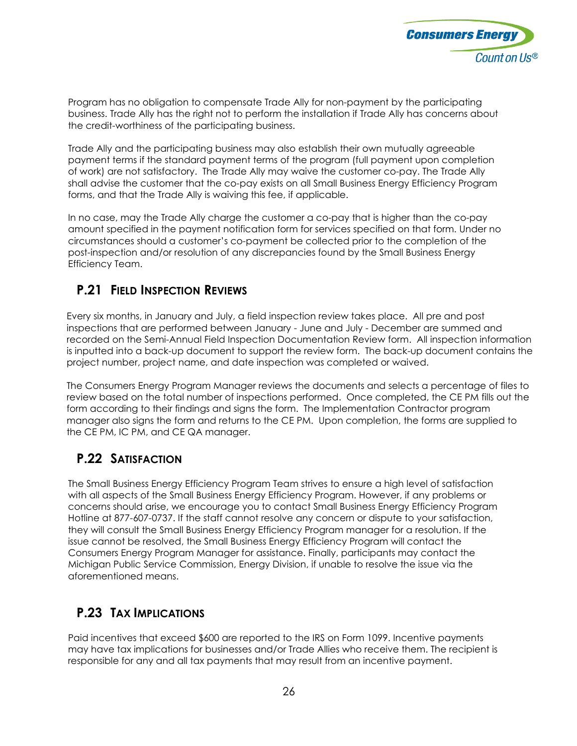Program has no obligation to compensate Trade Ally for non-payment by the participating business. Trade Ally has the right not to perform the installation if Trade Ally has concerns about the credit-worthiness of the participating business.

Trade Ally and the participating business may also establish their own mutually agreeable payment terms if the standard payment terms of the program (full payment upon completion of work) are not satisfactory. The Trade Ally may waive the customer co-pay. The Trade Ally shall advise the customer that the co-pay exists on all Small Business Energy Efficiency Program forms, and that the Trade Ally is waiving this fee, if applicable.

In no case, may the Trade Ally charge the customer a co-pay that is higher than the co-pay amount specified in the payment notification form for services specified on that form. Under no circumstances should a customer's co-payment be collected prior to the completion of the post-inspection and/or resolution of any discrepancies found by the Small Business Energy Efficiency Team.

## P.21 Field Inspection Reviews

Every six months, in January and July, a field inspection review takes place. All pre and post inspections that are performed between January - June and July - December are summed and recorded on the Semi-Annual Field Inspection Documentation Review form. All inspection information is inputted into a back-up document to support the review form. The back-up document contains the project number, project name, and date inspection was completed or waived.

The Consumers Energy Program Manager reviews the documents and selects a percentage of files to review based on the total number of inspections performed. Once completed, the CE PM fills out the form according to their findings and signs the form. The Implementation Contractor program manager also signs the form and returns to the CE PM. Upon completion, the forms are supplied to the CE PM, IC PM, and CE QA manager.

## P.22 Satisfaction

The Small Business Energy Efficiency Program Team strives to ensure a high level of satisfaction with all aspects of the Small Business Energy Efficiency Program. However, if any problems or concerns should arise, we encourage you to contact Small Business Energy Efficiency Program Hotline at 877-607-0737. If the staff cannot resolve any concern or dispute to your satisfaction, they will consult the Small Business Energy Efficiency Program manager for a resolution. If the issue cannot be resolved, the Small Business Energy Efficiency Program will contact the Consumers Energy Program Manager for assistance. Finally, participants may contact the Michigan Public Service Commission, Energy Division, if unable to resolve the issue via the aforementioned means.

## P.23 Tax Implications

Paid incentives that exceed $600 are reported to the IRS on Form 1099. Incentive payments may have tax implications for businesses and/or Trade Allies who receive them. The recipient is responsible for any and all tax payments that may result from an incentive payment.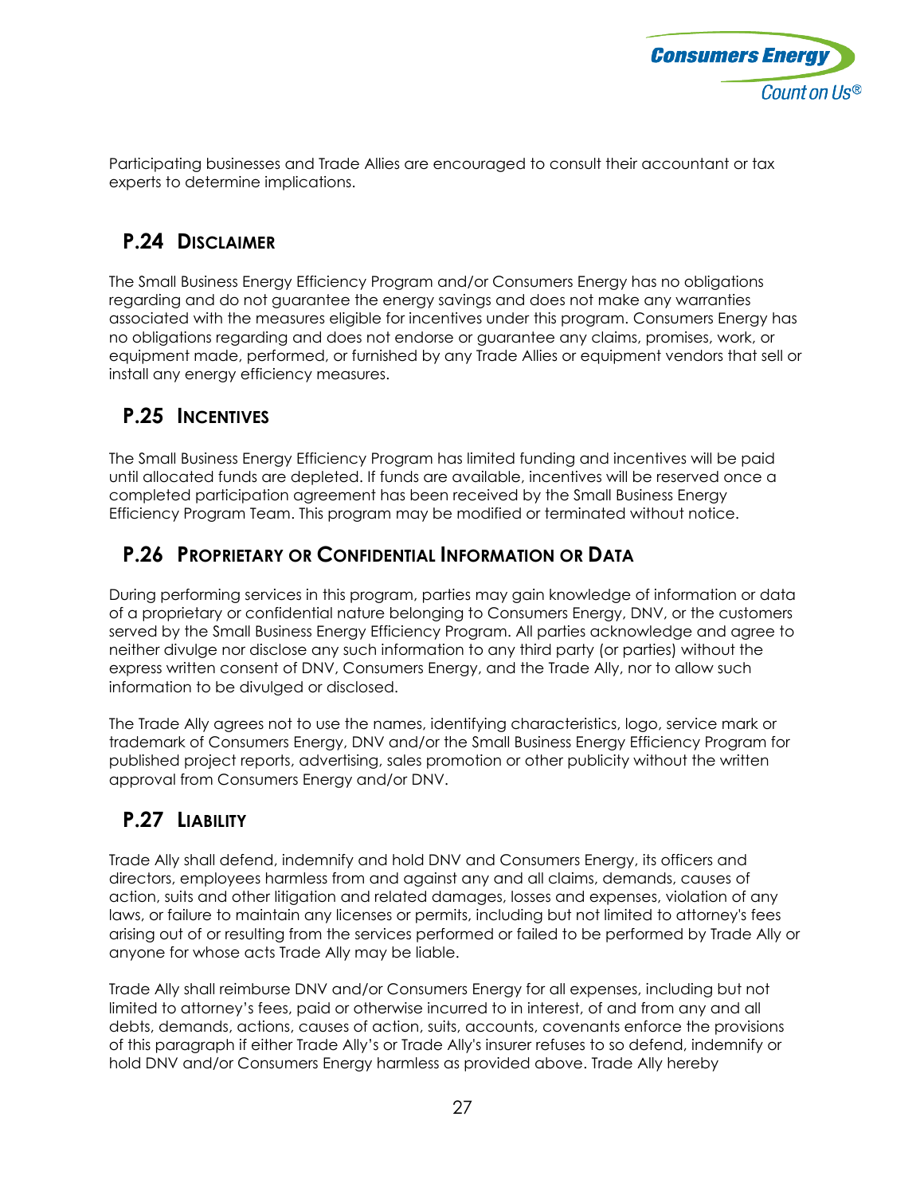Participating businesses and Trade Allies are encouraged to consult their accountant or tax experts to determine implications.

## P.24 Disclaimer

The Small Business Energy Efficiency Program and/or Consumers Energy has no obligations regarding and do not guarantee the energy savings and does not make any warranties associated with the measures eligible for incentives under this program. Consumers Energy has no obligations regarding and does not endorse or guarantee any claims, promises, work, or equipment made, performed, or furnished by any Trade Allies or equipment vendors that sell or install any energy efficiency measures.

## P.25 Incentives

The Small Business Energy Efficiency Program has limited funding and incentives will be paid until allocated funds are depleted. If funds are available, incentives will be reserved once a completed participation agreement has been received by the Small Business Energy Efficiency Program Team. This program may be modified or terminated without notice.

## P.26 Proprietary or Confidential Information or Data

During performing services in this program, parties may gain knowledge of information or data of a proprietary or confidential nature belonging to Consumers Energy, DNV, or the customers served by the Small Business Energy Efficiency Program. All parties acknowledge and agree to neither divulge nor disclose any such information to any third party (or parties) without the express written consent of DNV, Consumers Energy, and the Trade Ally, nor to allow such information to be divulged or disclosed.

The Trade Ally agrees not to use the names, identifying characteristics, logo, service mark or trademark of Consumers Energy, DNV and/or the Small Business Energy Efficiency Program for published project reports, advertising, sales promotion or other publicity without the written approval from Consumers Energy and/or DNV.

## P.27 Liability

Trade Ally shall defend, indemnify and hold DNV and Consumers Energy, its officers and directors, employees harmless from and against any and all claims, demands, causes of action, suits and other litigation and related damages, losses and expenses, violation of any laws, or failure to maintain any licenses or permits, including but not limited to attorney's fees arising out of or resulting from the services performed or failed to be performed by Trade Ally or anyone for whose acts Trade Ally may be liable.

Trade Ally shall reimburse DNV and/or Consumers Energy for all expenses, including but not limited to attorney's fees, paid or otherwise incurred to in interest, of and from any and all debts, demands, actions, causes of action, suits, accounts, covenants enforce the provisions of this paragraph if either Trade Ally's or Trade Ally's insurer refuses to so defend, indemnify or hold DNV and/or Consumers Energy harmless as provided above. Trade Ally hereby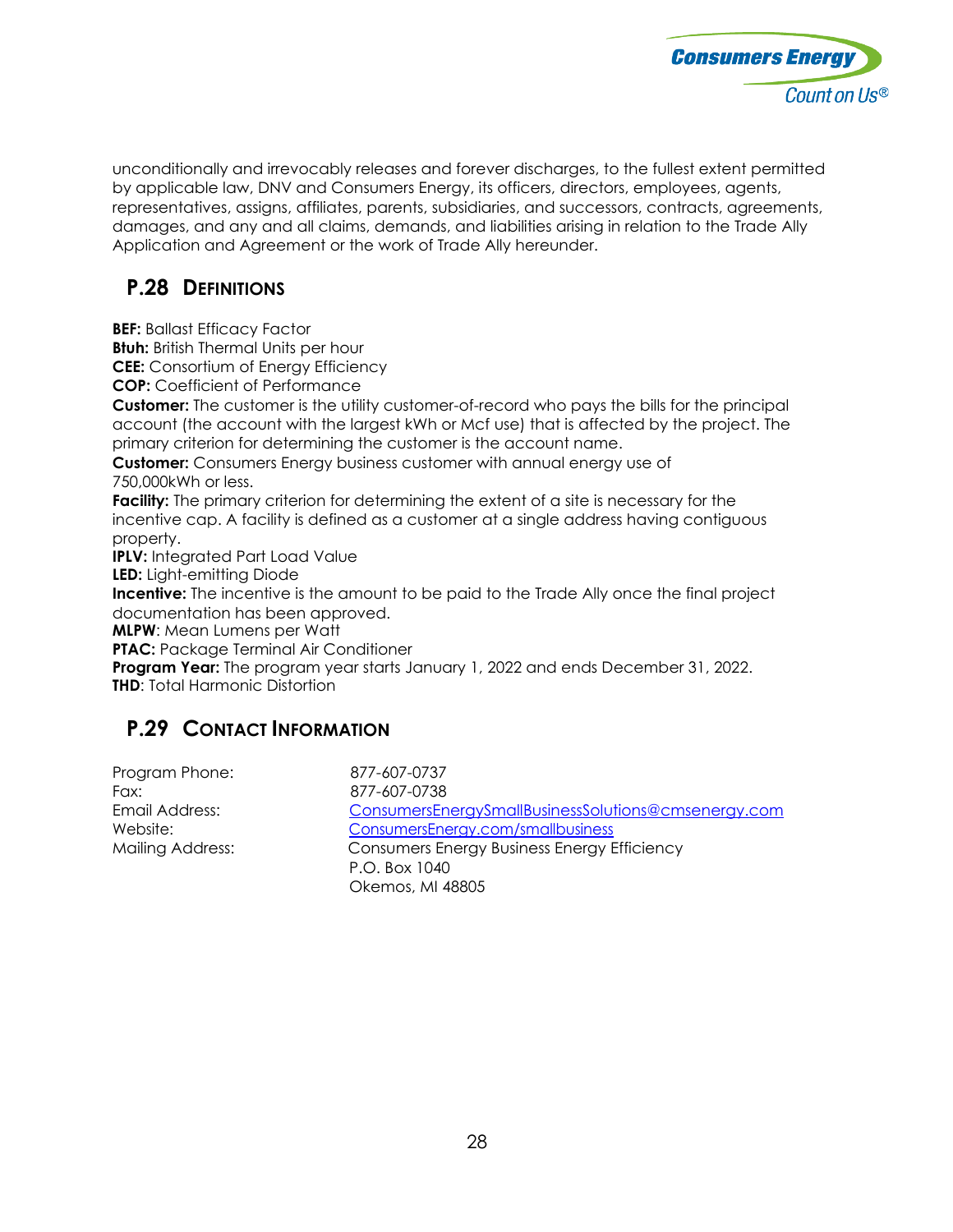unconditionally and irrevocably releases and forever discharges, to the fullest extent permitted by applicable law, DNV and Consumers Energy, its officers, directors, employees, agents, representatives, assigns, affiliates, parents, subsidiaries, and successors, contracts, agreements, damages, and any and all claims, demands, and liabilities arising in relation to the Trade Ally Application and Agreement or the work of Trade Ally hereunder.

## P.28 Definitions

**BEF:** Ballast Efficacy Factor
**Btuh:** British Thermal Units per hour
**CEE:** Consortium of Energy Efficiency
**COP:** Coefficient of Performance
**Customer:** The customer is the utility customer-of-record who pays the bills for the principal account (the account with the largest kWh or Mcf use) that is affected by the project. The primary criterion for determining the customer is the account name.
**Customer:** Consumers Energy business customer with annual energy use of 750,000kWh or less.
**Facility:** The primary criterion for determining the extent of a site is necessary for the incentive cap. A facility is defined as a customer at a single address having contiguous property.
**IPLV:** Integrated Part Load Value
**LED:** Light-emitting Diode
**Incentive:** The incentive is the amount to be paid to the Trade Ally once the final project documentation has been approved.
**MLPW**: Mean Lumens per Watt
**PTAC:** Package Terminal Air Conditioner
**Program Year:** The program year starts January 1, 2022 and ends December 31, 2022.
**THD**: Total Harmonic Distortion

## P.29 Contact Information

| | |
|---|---|
| Program Phone: | 877-607-0737 |
| Fax: | 877-607-0738 |
| Email Address: | ConsumersEnergySmallBusinessSolutions@cmsenergy.com |
| Website: | ConsumersEnergy.com/smallbusiness |
| Mailing Address: | Consumers Energy Business Energy Efficiency<br>P.O. Box 1040<br>Okemos, MI 48805 |